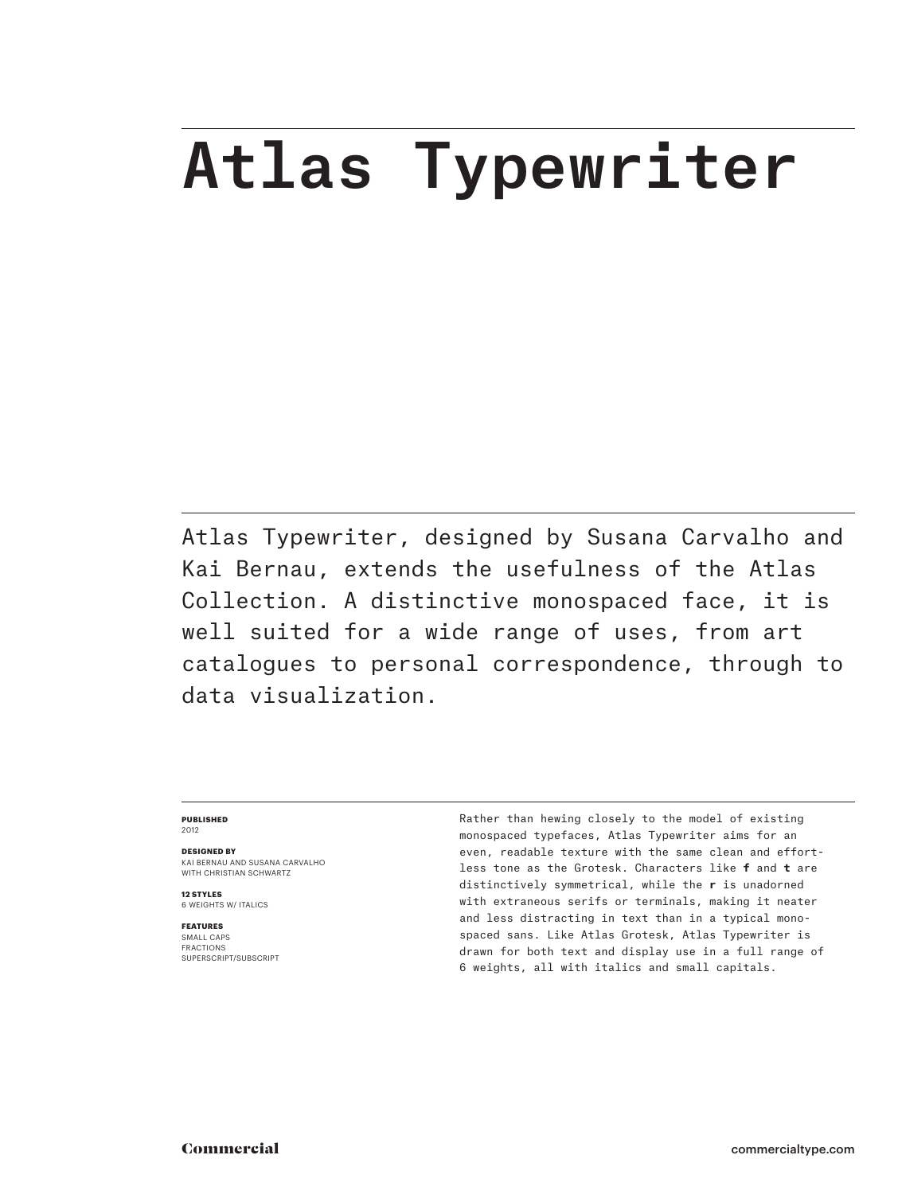# Atlas Typewriter

Atlas Typewriter, designed by Susana Carvalho and Kai Bernau, extends the usefulness of the Atlas Collection. A distinctive monospaced face, it is well suited for a wide range of uses, from art catalogues to personal correspondence, through to data visualization.

**PUBLISHED**
2012

**DESIGNED BY**
KAI BERNAU AND SUSANA CARVALHO WITH CHRISTIAN SCHWARTZ

**12 STYLES**
6 WEIGHTS W/ ITALICS

**FEATURES**
SMALL CAPS
FRACTIONS
SUPERSCRIPT/SUBSCRIPT

Rather than hewing closely to the model of existing monospaced typefaces, Atlas Typewriter aims for an even, readable texture with the same clean and effortless tone as the Grotesk. Characters like **f** and **t** are distinctively symmetrical, while the **r** is unadorned with extraneous serifs or terminals, making it neater and less distracting in text than in a typical monospaced sans. Like Atlas Grotesk, Atlas Typewriter is drawn for both text and display use in a full range of 6 weights, all with italics and small capitals.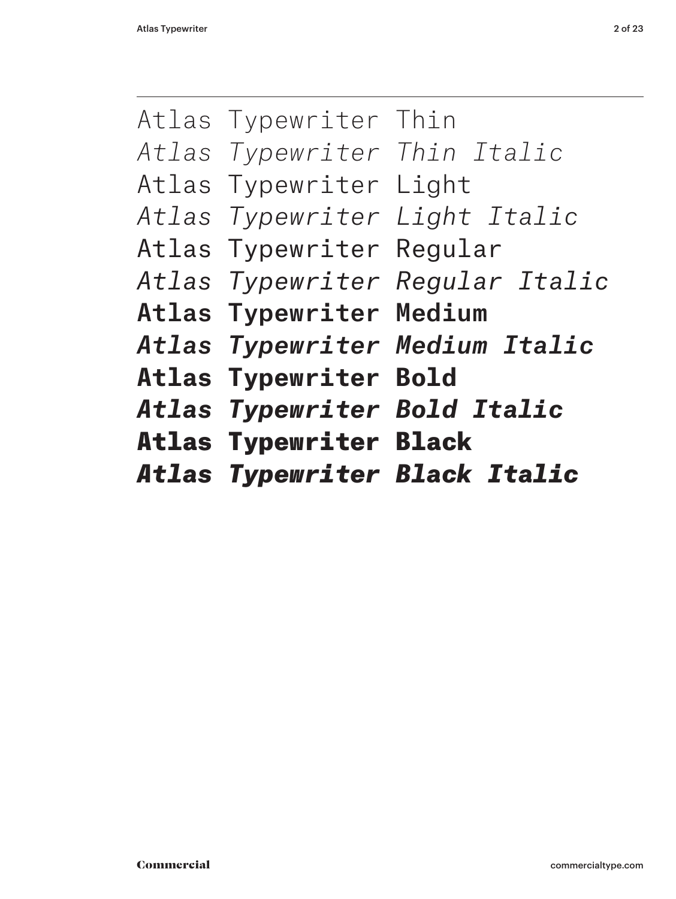Atlas Typewriter Thin
*Atlas Typewriter Thin Italic*
Atlas Typewriter Light
*Atlas Typewriter Light Italic*
Atlas Typewriter Regular
*Atlas Typewriter Regular Italic*
**Atlas Typewriter Medium**
***Atlas Typewriter Medium Italic***
**Atlas Typewriter Bold**
***Atlas Typewriter Bold Italic***
**Atlas Typewriter Black**
***Atlas Typewriter Black Italic***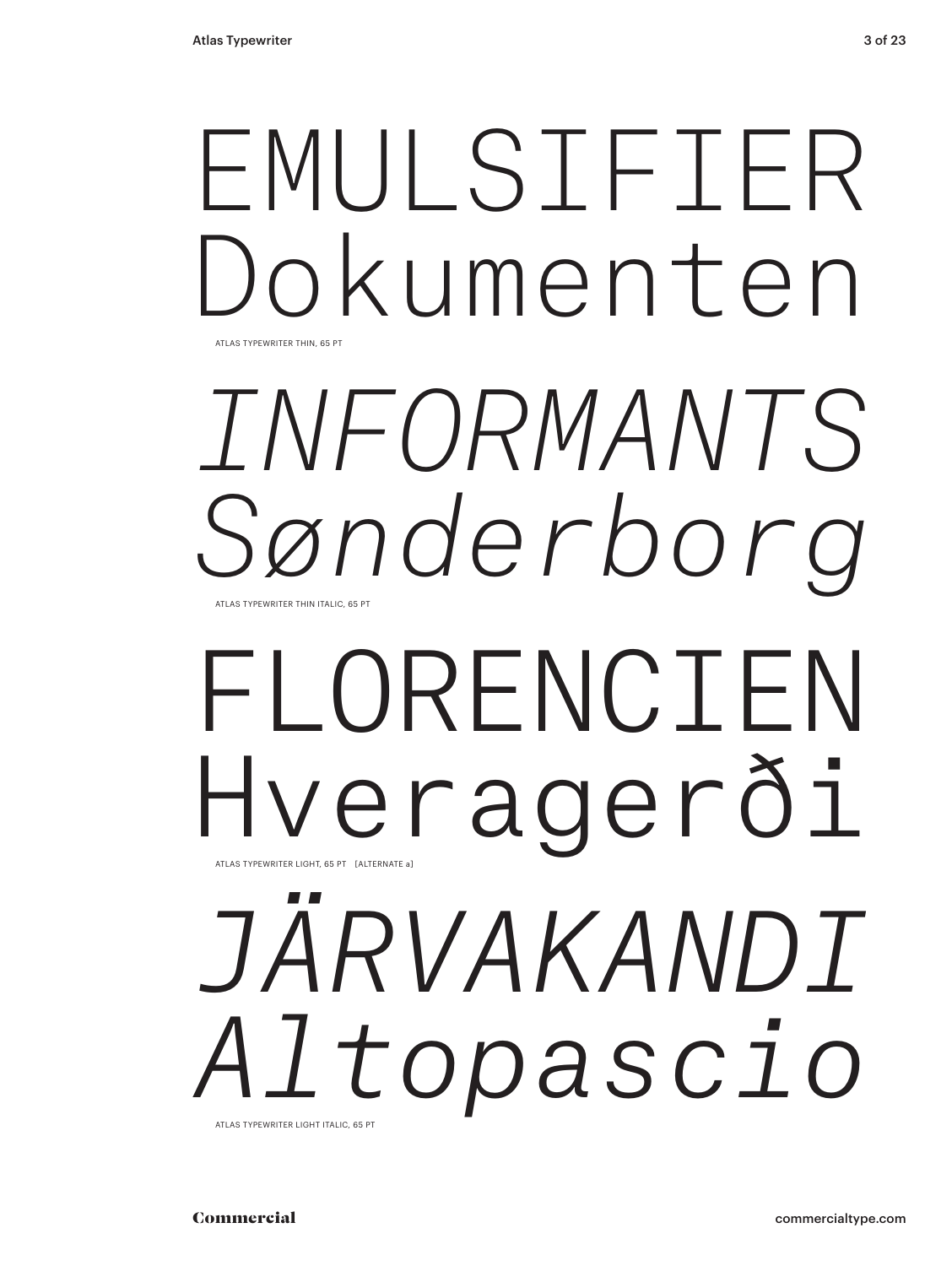EMULSIFIER
Dokumenten

ATLAS TYPEWRITER THIN, 65 PT

*INFORMANTS*
*Sønderborg*

ATLAS TYPEWRITER THIN ITALIC, 65 PT

FLORENCIEN
Hveragerði

ATLAS TYPEWRITER LIGHT, 65 PT [ALTERNATE a]

*JÄRVAKANDI*
*Altopascio*

ATLAS TYPEWRITER LIGHT ITALIC, 65 PT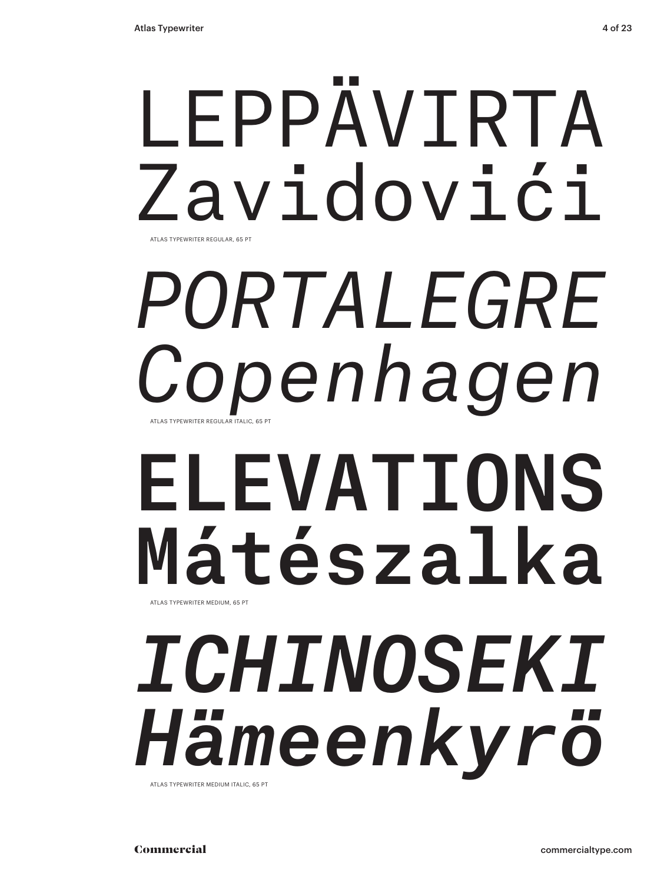LEPPÄVIRTA
Zavidovići

ATLAS TYPEWRITER REGULAR, 65 PT

*PORTALEGRE*
*Copenhagen*

ATLAS TYPEWRITER REGULAR ITALIC, 65 PT

**ELEVATIONS**
**Mátészalka**

ATLAS TYPEWRITER MEDIUM, 65 PT

***ICHINOSEKI***
***Hämeenkyrö***

ATLAS TYPEWRITER MEDIUM ITALIC, 65 PT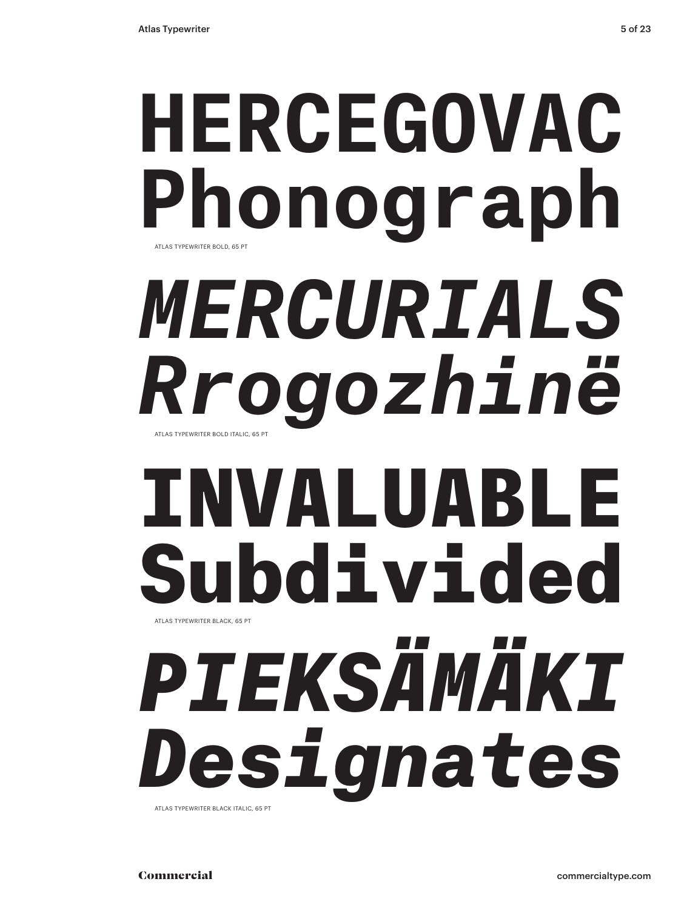**HERCEGOVAC**
**Phonograph**

ATLAS TYPEWRITER BOLD, 65 PT

***MERCURIALS***
***Rrogozhinë***

ATLAS TYPEWRITER BOLD ITALIC, 65 PT

**INVALUABLE**
**Subdivided**

ATLAS TYPEWRITER BLACK, 65 PT

***PIEKSÄMÄKI***
***Designates***

ATLAS TYPEWRITER BLACK ITALIC, 65 PT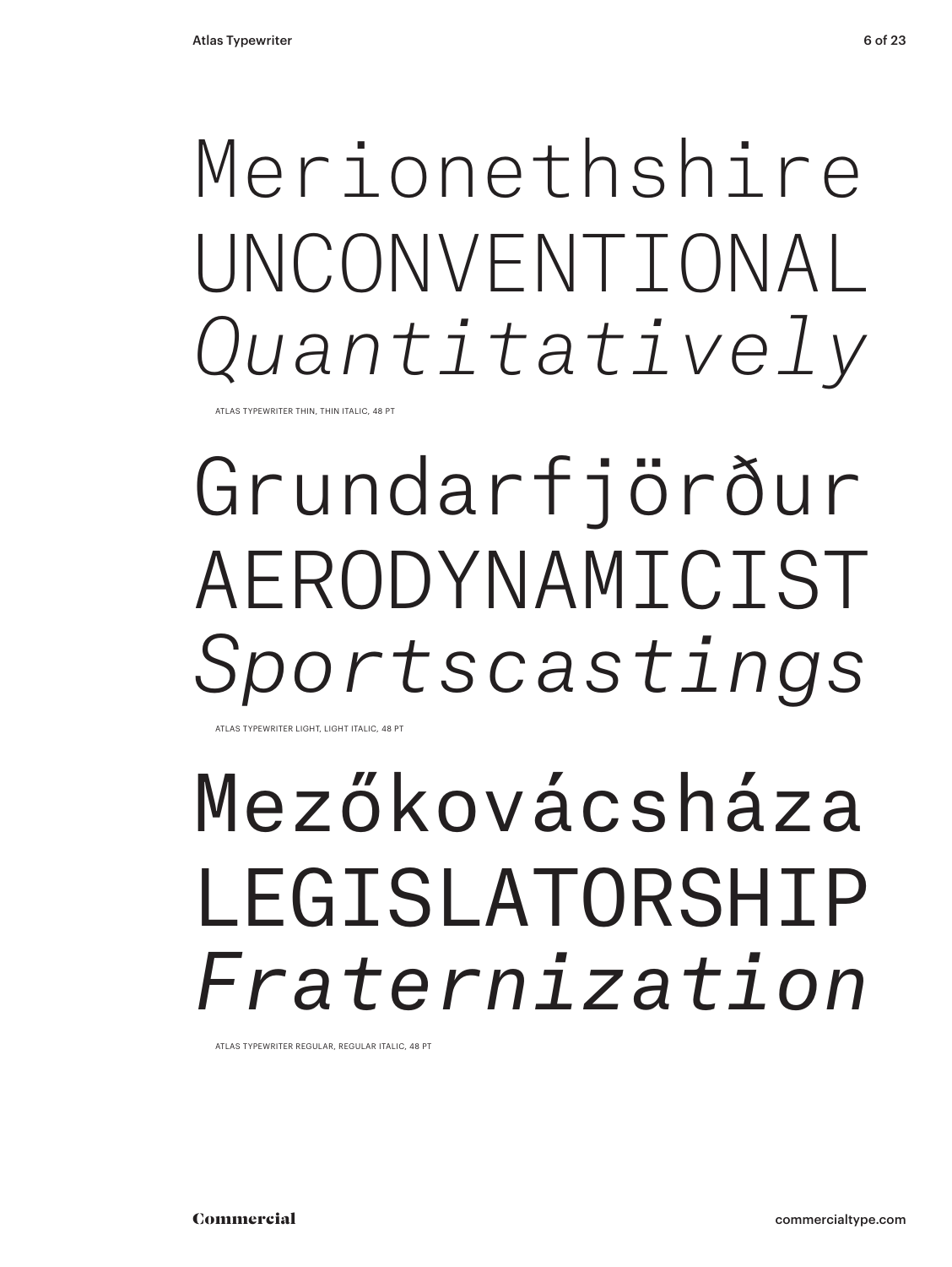Merionethshire

UNCONVENTIONAL

*Quantitatively*

ATLAS TYPEWRITER THIN, THIN ITALIC, 48 PT

Grundarfjörður

AERODYNAMICIST

*Sportscastings*

ATLAS TYPEWRITER LIGHT, LIGHT ITALIC, 48 PT

Mezőkovácsháza

LEGISLATORSHIP

*Fraternization*

ATLAS TYPEWRITER REGULAR, REGULAR ITALIC, 48 PT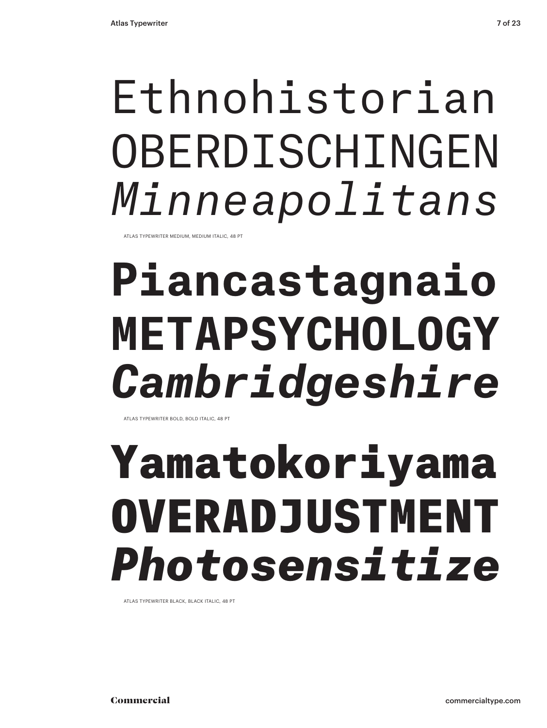Ethnohistorian
OBERDISCHINGEN
*Minneapolitans*

ATLAS TYPEWRITER MEDIUM, MEDIUM ITALIC, 48 PT

**Piancastagnaio**
**METAPSYCHOLOGY**
***Cambridgeshire***

ATLAS TYPEWRITER BOLD, BOLD ITALIC, 48 PT

**Yamatokoriyama**
**OVERADJUSTMENT**
***Photosensitize***

ATLAS TYPEWRITER BLACK, BLACK ITALIC, 48 PT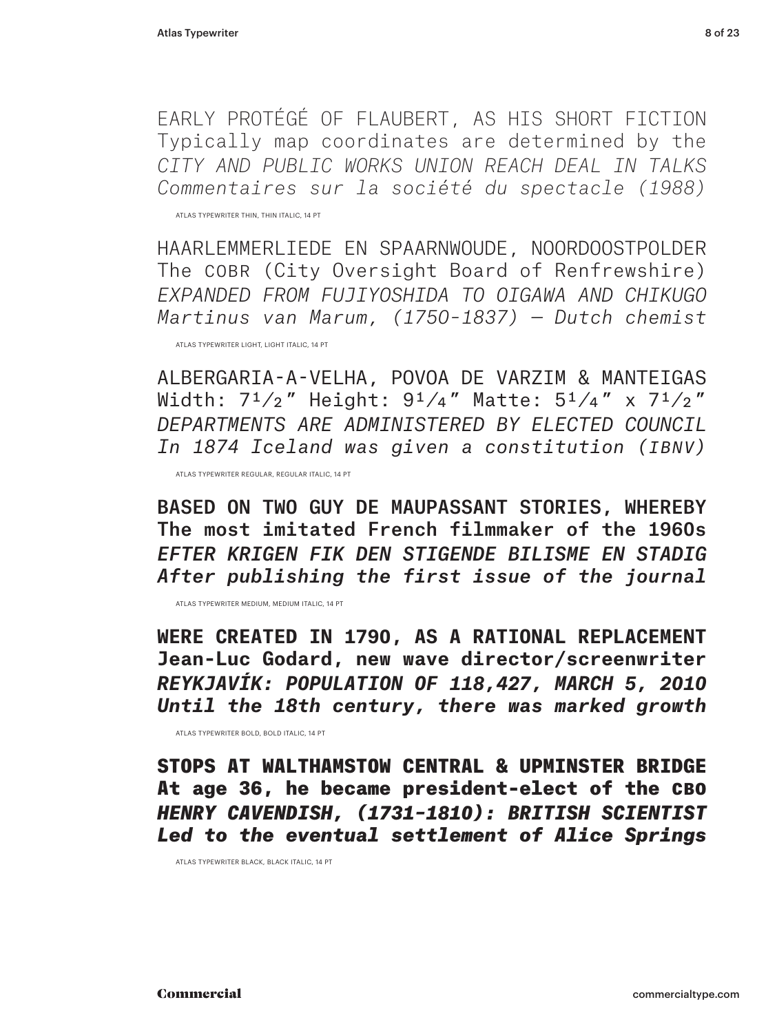EARLY PROTÉGÉ OF FLAUBERT, AS HIS SHORT FICTION
Typically map coordinates are determined by the
*CITY AND PUBLIC WORKS UNION REACH DEAL IN TALKS*
*Commentaires sur la société du spectacle (1988)*

ATLAS TYPEWRITER THIN, THIN ITALIC, 14 PT

HAARLEMMERLIEDE EN SPAARNWOUDE, NOORDOOSTPOLDER
The COBR (City Oversight Board of Renfrewshire)
*EXPANDED FROM FUJIYOSHIDA TO OIGAWA AND CHIKUGO*
*Martinus van Marum, (1750-1837) — Dutch chemist*

ATLAS TYPEWRITER LIGHT, LIGHT ITALIC, 14 PT

ALBERGARIA-A-VELHA, POVOA DE VARZIM & MANTEIGAS
Width: 7½″ Height: 9¼″ Matte: 5¼″ x 7½″
*DEPARTMENTS ARE ADMINISTERED BY ELECTED COUNCIL*
*In 1874 Iceland was given a constitution (IBNV)*

ATLAS TYPEWRITER REGULAR, REGULAR ITALIC, 14 PT

**BASED ON TWO GUY DE MAUPASSANT STORIES, WHEREBY**
**The most imitated French filmmaker of the 1960s**
***EFTER KRIGEN FIK DEN STIGENDE BILISME EN STADIG***
***After publishing the first issue of the journal***

ATLAS TYPEWRITER MEDIUM, MEDIUM ITALIC, 14 PT

**WERE CREATED IN 1790, AS A RATIONAL REPLACEMENT**
**Jean-Luc Godard, new wave director/screenwriter**
***REYKJAVÍK: POPULATION OF 118,427, MARCH 5, 2010***
***Until the 18th century, there was marked growth***

ATLAS TYPEWRITER BOLD, BOLD ITALIC, 14 PT

**STOPS AT WALTHAMSTOW CENTRAL & UPMINSTER BRIDGE**
**At age 36, he became president-elect of the CBO**
***HENRY CAVENDISH, (1731–1810): BRITISH SCIENTIST***
***Led to the eventual settlement of Alice Springs***

ATLAS TYPEWRITER BLACK, BLACK ITALIC, 14 PT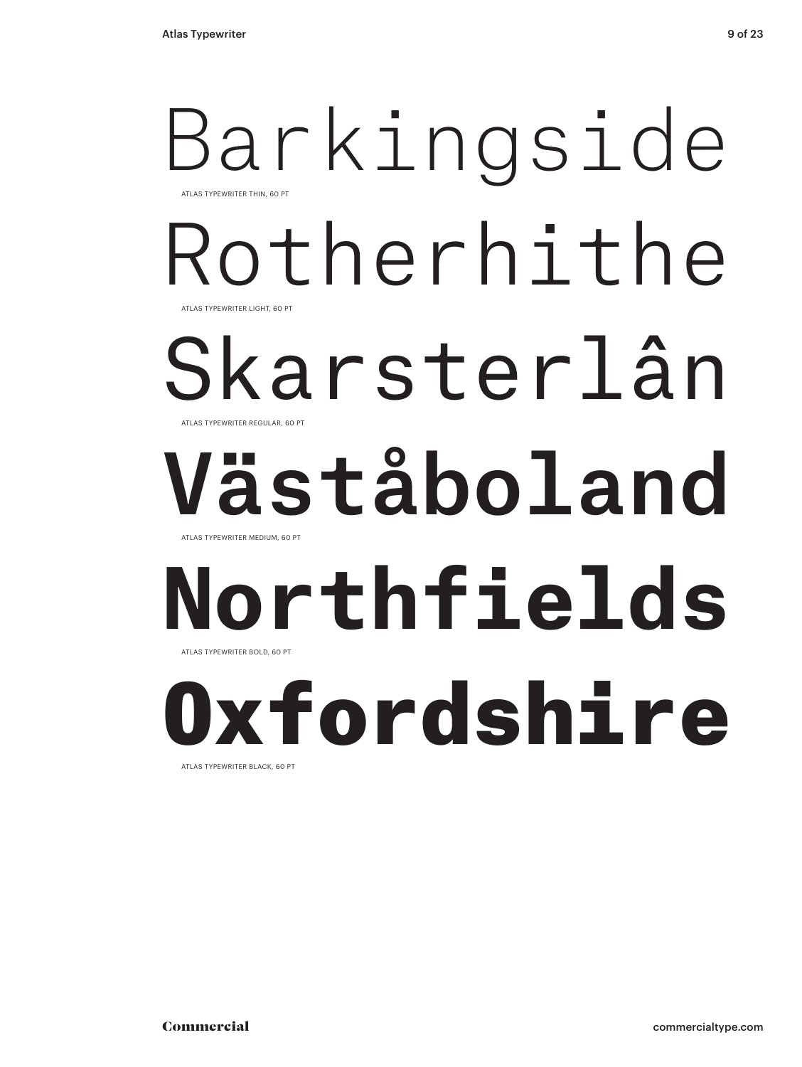Barkingside

ATLAS TYPEWRITER THIN, 60 PT

Rotherhithe

ATLAS TYPEWRITER LIGHT, 60 PT

Skarsterlân

ATLAS TYPEWRITER REGULAR, 60 PT

**Väståboland**

ATLAS TYPEWRITER MEDIUM, 60 PT

**Northfields**

ATLAS TYPEWRITER BOLD, 60 PT

**Oxfordshire**

ATLAS TYPEWRITER BLACK, 60 PT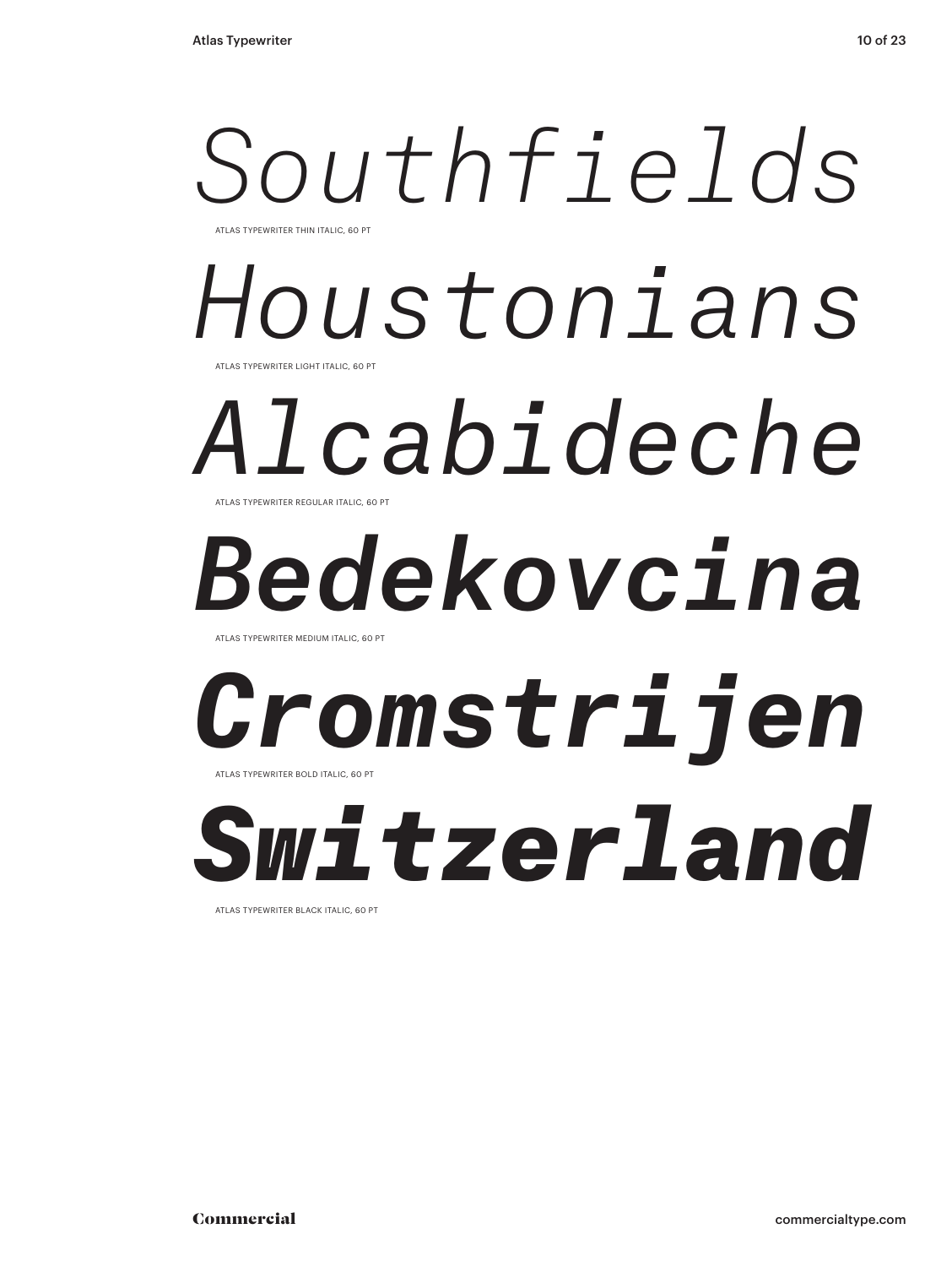*Southfields*

ATLAS TYPEWRITER THIN ITALIC, 60 PT

*Houstonians*

ATLAS TYPEWRITER LIGHT ITALIC, 60 PT

*Alcabideche*

ATLAS TYPEWRITER REGULAR ITALIC, 60 PT

***Bedekovcina***

ATLAS TYPEWRITER MEDIUM ITALIC, 60 PT

***Cromstrijen***

ATLAS TYPEWRITER BOLD ITALIC, 60 PT

***Switzerland***

ATLAS TYPEWRITER BLACK ITALIC, 60 PT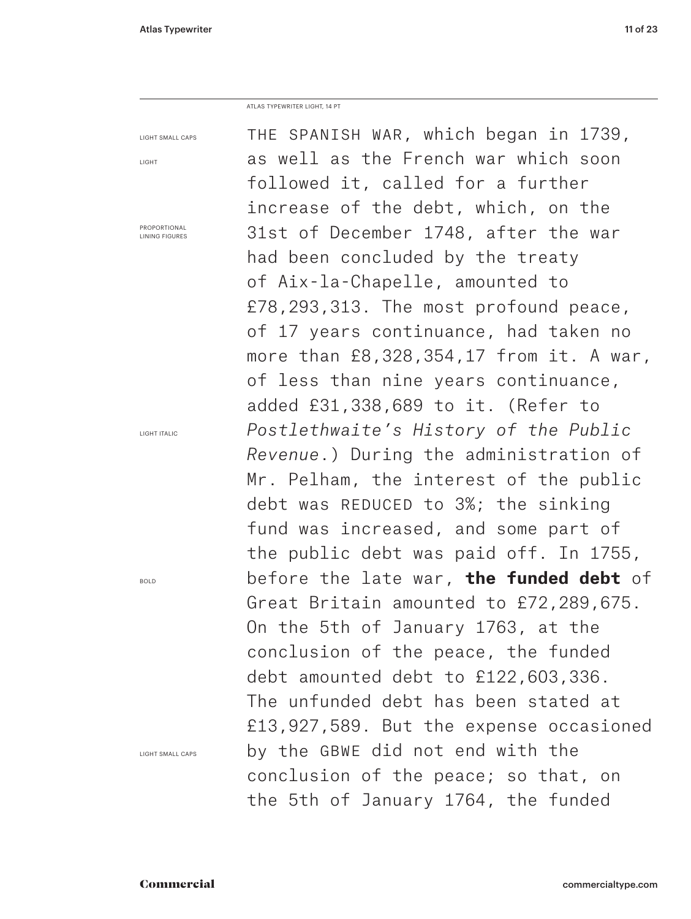ATLAS TYPEWRITER LIGHT, 14 PT

LIGHT SMALL CAPS

LIGHT

PROPORTIONAL LINING FIGURES

LIGHT ITALIC

BOLD

LIGHT SMALL CAPS

THE SPANISH WAR, which began in 1739, as well as the French war which soon followed it, called for a further increase of the debt, which, on the 31st of December 1748, after the war had been concluded by the treaty of Aix-la-Chapelle, amounted to £78,293,313. The most profound peace, of 17 years continuance, had taken no more than £8,328,354,17 from it. A war, of less than nine years continuance, added £31,338,689 to it. (Refer to *Postlethwaite's History of the Public Revenue*.) During the administration of Mr. Pelham, the interest of the public debt was REDUCED to 3%; the sinking fund was increased, and some part of the public debt was paid off. In 1755, before the late war, **the funded debt** of Great Britain amounted to £72,289,675. On the 5th of January 1763, at the conclusion of the peace, the funded debt amounted debt to £122,603,336. The unfunded debt has been stated at £13,927,589. But the expense occasioned by the GBWE did not end with the conclusion of the peace; so that, on the 5th of January 1764, the funded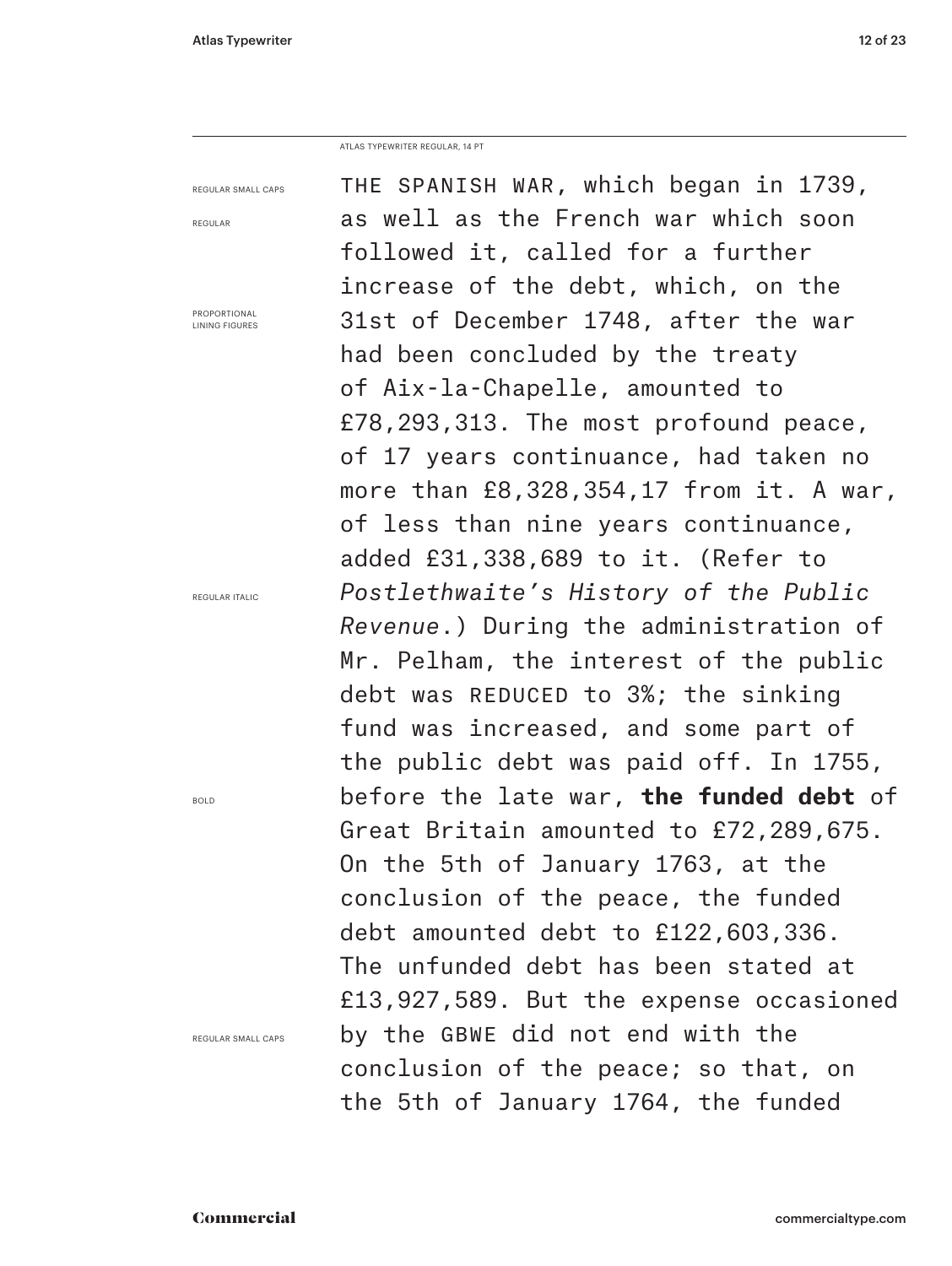ATLAS TYPEWRITER REGULAR, 14 PT

REGULAR SMALL CAPS
REGULAR
PROPORTIONAL LINING FIGURES
REGULAR ITALIC
BOLD
REGULAR SMALL CAPS

THE SPANISH WAR, which began in 1739, as well as the French war which soon followed it, called for a further increase of the debt, which, on the 31st of December 1748, after the war had been concluded by the treaty of Aix-la-Chapelle, amounted to £78,293,313. The most profound peace, of 17 years continuance, had taken no more than £8,328,354,17 from it. A war, of less than nine years continuance, added £31,338,689 to it. (Refer to *Postlethwaite's History of the Public Revenue*.) During the administration of Mr. Pelham, the interest of the public debt was REDUCED to 3%; the sinking fund was increased, and some part of the public debt was paid off. In 1755, before the late war, **the funded debt** of Great Britain amounted to £72,289,675. On the 5th of January 1763, at the conclusion of the peace, the funded debt amounted debt to £122,603,336. The unfunded debt has been stated at £13,927,589. But the expense occasioned by the GBWE did not end with the conclusion of the peace; so that, on the 5th of January 1764, the funded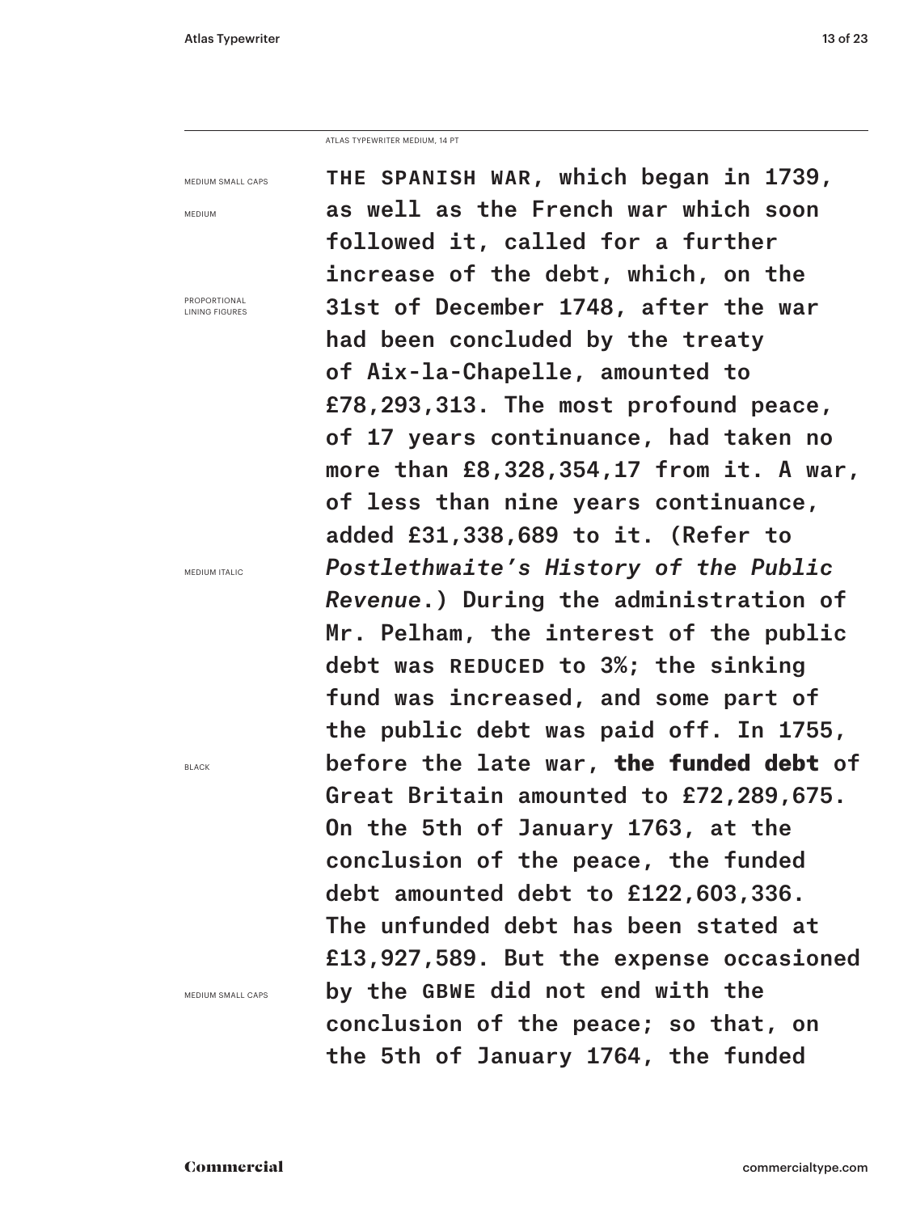ATLAS TYPEWRITER MEDIUM, 14 PT

MEDIUM SMALL CAPS

MEDIUM

PROPORTIONAL LINING FIGURES

MEDIUM ITALIC

BLACK

MEDIUM SMALL CAPS

THE SPANISH WAR, which began in 1739, as well as the French war which soon followed it, called for a further increase of the debt, which, on the 31st of December 1748, after the war had been concluded by the treaty of Aix-la-Chapelle, amounted to £78,293,313. The most profound peace, of 17 years continuance, had taken no more than £8,328,354,17 from it. A war, of less than nine years continuance, added £31,338,689 to it. (Refer to *Postlethwaite's History of the Public Revenue*.) During the administration of Mr. Pelham, the interest of the public debt was REDUCED to 3%; the sinking fund was increased, and some part of the public debt was paid off. In 1755, before the late war, **the funded debt** of Great Britain amounted to £72,289,675. On the 5th of January 1763, at the conclusion of the peace, the funded debt amounted debt to £122,603,336. The unfunded debt has been stated at £13,927,589. But the expense occasioned by the GBWE did not end with the conclusion of the peace; so that, on the 5th of January 1764, the funded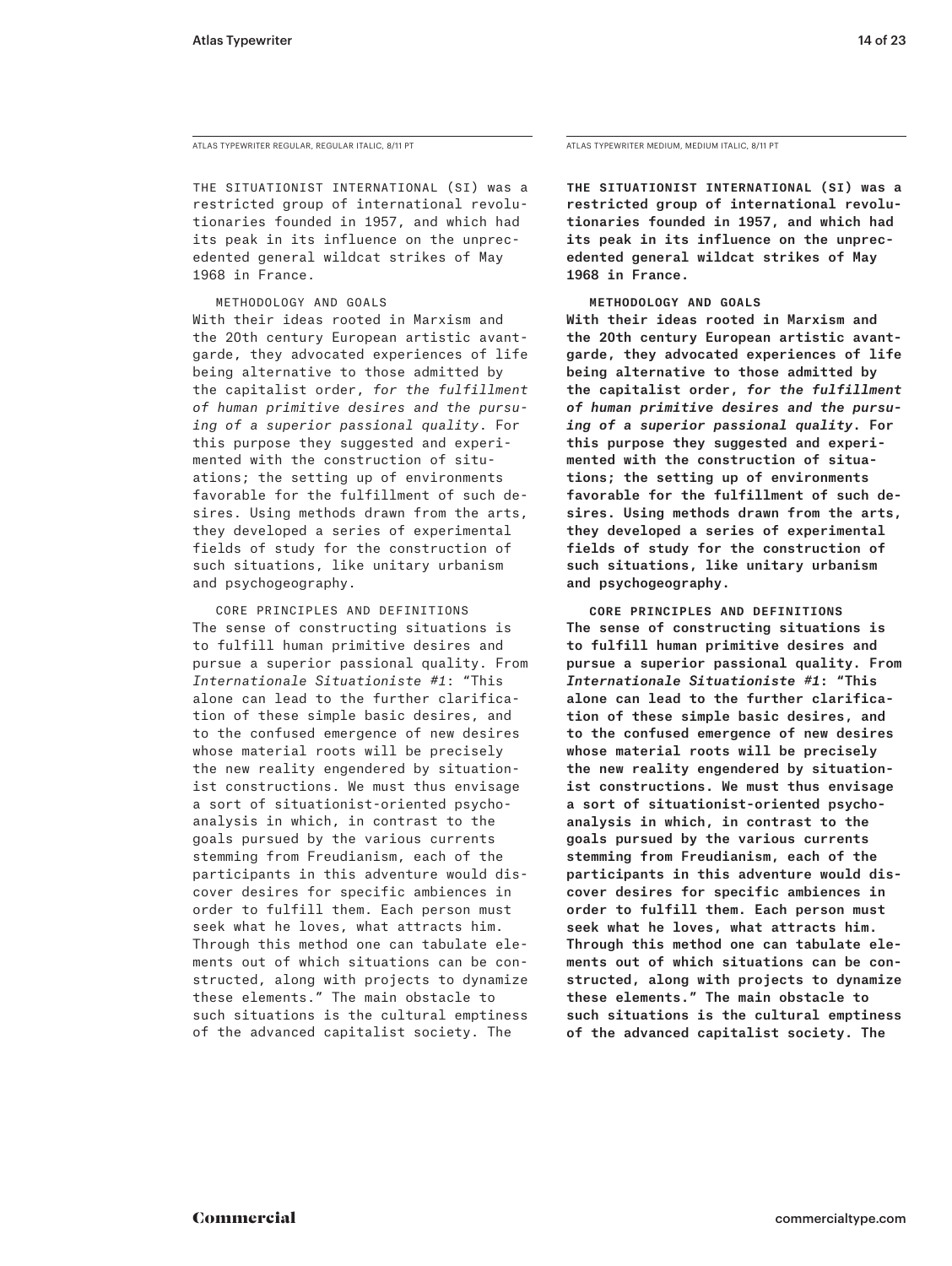ATLAS TYPEWRITER REGULAR, REGULAR ITALIC, 8/11 PT

THE SITUATIONIST INTERNATIONAL (SI) was a restricted group of international revolutionaries founded in 1957, and which had its peak in its influence on the unprecedented general wildcat strikes of May 1968 in France.

METHODOLOGY AND GOALS
With their ideas rooted in Marxism and the 20th century European artistic avant-garde, they advocated experiences of life being alternative to those admitted by the capitalist order, *for the fulfillment of human primitive desires and the pursuing of a superior passional quality.* For this purpose they suggested and experimented with the construction of situations; the setting up of environments favorable for the fulfillment of such desires. Using methods drawn from the arts, they developed a series of experimental fields of study for the construction of such situations, like unitary urbanism and psychogeography.

CORE PRINCIPLES AND DEFINITIONS
The sense of constructing situations is to fulfill human primitive desires and pursue a superior passional quality. From *Internationale Situationiste #1*: "This alone can lead to the further clarification of these simple basic desires, and to the confused emergence of new desires whose material roots will be precisely the new reality engendered by situationist constructions. We must thus envisage a sort of situationist-oriented psychoanalysis in which, in contrast to the goals pursued by the various currents stemming from Freudianism, each of the participants in this adventure would discover desires for specific ambiences in order to fulfill them. Each person must seek what he loves, what attracts him. Through this method one can tabulate elements out of which situations can be constructed, along with projects to dynamize these elements." The main obstacle to such situations is the cultural emptiness of the advanced capitalist society. The

ATLAS TYPEWRITER MEDIUM, MEDIUM ITALIC, 8/11 PT

**THE SITUATIONIST INTERNATIONAL (SI) was a restricted group of international revolutionaries founded in 1957, and which had its peak in its influence on the unprecedented general wildcat strikes of May 1968 in France.**

**METHODOLOGY AND GOALS**
**With their ideas rooted in Marxism and the 20th century European artistic avant-garde, they advocated experiences of life being alternative to those admitted by the capitalist order, *for the fulfillment of human primitive desires and the pursuing of a superior passional quality*. For this purpose they suggested and experimented with the construction of situations; the setting up of environments favorable for the fulfillment of such desires. Using methods drawn from the arts, they developed a series of experimental fields of study for the construction of such situations, like unitary urbanism and psychogeography.**

**CORE PRINCIPLES AND DEFINITIONS**
**The sense of constructing situations is to fulfill human primitive desires and pursue a superior passional quality. From *Internationale Situationiste #1*: "This alone can lead to the further clarification of these simple basic desires, and to the confused emergence of new desires whose material roots will be precisely the new reality engendered by situationist constructions. We must thus envisage a sort of situationist-oriented psychoanalysis in which, in contrast to the goals pursued by the various currents stemming from Freudianism, each of the participants in this adventure would discover desires for specific ambiences in order to fulfill them. Each person must seek what he loves, what attracts him. Through this method one can tabulate elements out of which situations can be constructed, along with projects to dynamize these elements." The main obstacle to such situations is the cultural emptiness of the advanced capitalist society. The**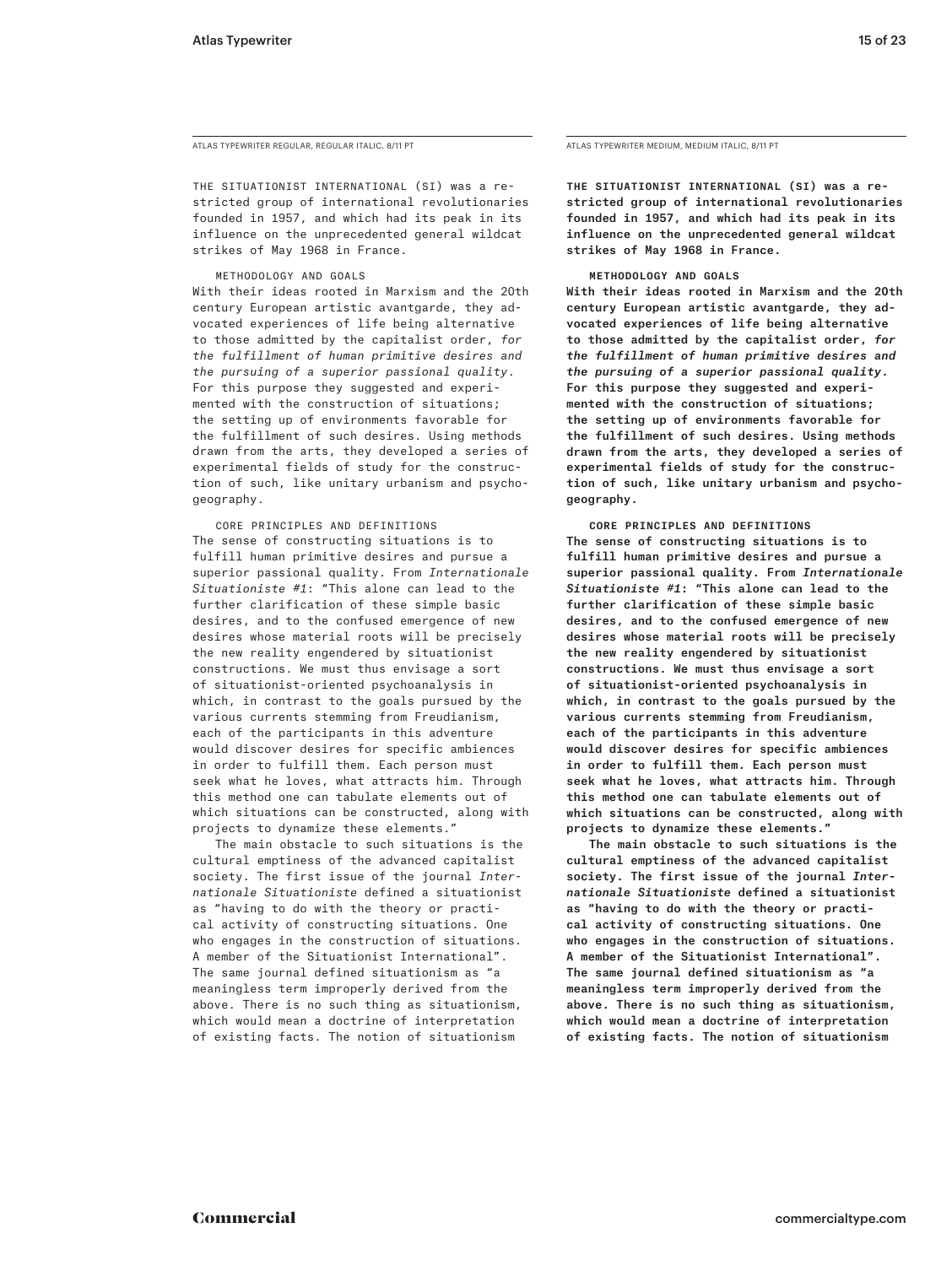ATLAS TYPEWRITER REGULAR, REGULAR ITALIC, 8/11 PT

THE SITUATIONIST INTERNATIONAL (SI) was a restricted group of international revolutionaries founded in 1957, and which had its peak in its influence on the unprecedented general wildcat strikes of May 1968 in France.

METHODOLOGY AND GOALS

With their ideas rooted in Marxism and the 20th century European artistic avantgarde, they advocated experiences of life being alternative to those admitted by the capitalist order, *for the fulfillment of human primitive desires and the pursuing of a superior passional quality.* For this purpose they suggested and experimented with the construction of situations; the setting up of environments favorable for the fulfillment of such desires. Using methods drawn from the arts, they developed a series of experimental fields of study for the construction of such, like unitary urbanism and psychogeography.

CORE PRINCIPLES AND DEFINITIONS

The sense of constructing situations is to fulfill human primitive desires and pursue a superior passional quality. From *Internationale Situationiste #1*: "This alone can lead to the further clarification of these simple basic desires, and to the confused emergence of new desires whose material roots will be precisely the new reality engendered by situationist constructions. We must thus envisage a sort of situationist-oriented psychoanalysis in which, in contrast to the goals pursued by the various currents stemming from Freudianism, each of the participants in this adventure would discover desires for specific ambiences in order to fulfill them. Each person must seek what he loves, what attracts him. Through this method one can tabulate elements out of which situations can be constructed, along with projects to dynamize these elements."

The main obstacle to such situations is the cultural emptiness of the advanced capitalist society. The first issue of the journal *Internationale Situationiste* defined a situationist as "having to do with the theory or practical activity of constructing situations. One who engages in the construction of situations. A member of the Situationist International". The same journal defined situationism as "a meaningless term improperly derived from the above. There is no such thing as situationism, which would mean a doctrine of interpretation of existing facts. The notion of situationism

ATLAS TYPEWRITER MEDIUM, MEDIUM ITALIC, 8/11 PT

**THE SITUATIONIST INTERNATIONAL (SI) was a restricted group of international revolutionaries founded in 1957, and which had its peak in its influence on the unprecedented general wildcat strikes of May 1968 in France.**

**METHODOLOGY AND GOALS**

**With their ideas rooted in Marxism and the 20th century European artistic avantgarde, they advocated experiences of life being alternative to those admitted by the capitalist order, *for the fulfillment of human primitive desires and the pursuing of a superior passional quality.* For this purpose they suggested and experimented with the construction of situations; the setting up of environments favorable for the fulfillment of such desires. Using methods drawn from the arts, they developed a series of experimental fields of study for the construction of such, like unitary urbanism and psychogeography.**

**CORE PRINCIPLES AND DEFINITIONS**

**The sense of constructing situations is to fulfill human primitive desires and pursue a superior passional quality. From *Internationale Situationiste #1*: "This alone can lead to the further clarification of these simple basic desires, and to the confused emergence of new desires whose material roots will be precisely the new reality engendered by situationist constructions. We must thus envisage a sort of situationist-oriented psychoanalysis in which, in contrast to the goals pursued by the various currents stemming from Freudianism, each of the participants in this adventure would discover desires for specific ambiences in order to fulfill them. Each person must seek what he loves, what attracts him. Through this method one can tabulate elements out of which situations can be constructed, along with projects to dynamize these elements."**

**The main obstacle to such situations is the cultural emptiness of the advanced capitalist society. The first issue of the journal *Internationale Situationiste* defined a situationist as "having to do with the theory or practical activity of constructing situations. One who engages in the construction of situations. A member of the Situationist International". The same journal defined situationism as "a meaningless term improperly derived from the above. There is no such thing as situationism, which would mean a doctrine of interpretation of existing facts. The notion of situationism**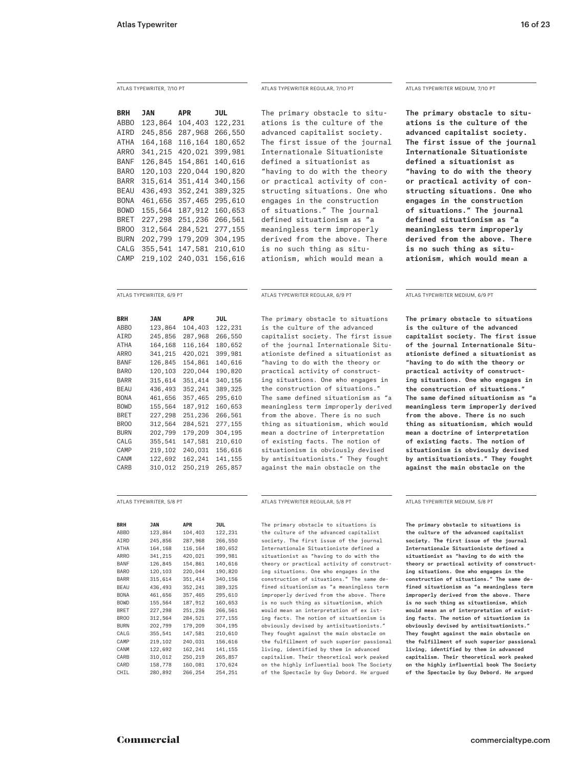ATLAS TYPEWRITER, 7/10 PT

| BRH | JAN | APR | JUL |
|---|---|---|---|
| ABBO | 123,864 | 104,403 | 122,231 |
| AIRD | 245,856 | 287,968 | 266,550 |
| ATHA | 164,168 | 116,164 | 180,652 |
| ARRO | 341,215 | 420,021 | 399,981 |
| BANF | 126,845 | 154,861 | 140,616 |
| BARO | 120,103 | 220,044 | 190,820 |
| BARR | 315,614 | 351,414 | 340,156 |
| BEAU | 436,493 | 352,241 | 389,325 |
| BONA | 461,656 | 357,465 | 295,610 |
| BOWD | 155,564 | 187,912 | 160,653 |
| BRET | 227,298 | 251,236 | 266,561 |
| BROO | 312,564 | 284,521 | 277,155 |
| BURN | 202,799 | 179,209 | 304,195 |
| CALG | 355,541 | 147,581 | 210,610 |
| CAMP | 219,102 | 240,031 | 156,616 |

ATLAS TYPEWRITER REGULAR, 7/10 PT

The primary obstacle to situations is the culture of the advanced capitalist society. The first issue of the journal Internationale Situationiste defined a situationist as "having to do with the theory or practical activity of constructing situations. One who engages in the construction of situations." The journal defined situationism as "a meaningless term improperly derived from the above. There is no such thing as situationism, which would mean a

ATLAS TYPEWRITER MEDIUM, 7/10 PT

**The primary obstacle to situations is the culture of the advanced capitalist society. The first issue of the journal Internationale Situationiste defined a situationist as "having to do with the theory or practical activity of constructing situations. One who engages in the construction of situations." The journal defined situationism as "a meaningless term improperly derived from the above. There is no such thing as situationism, which would mean a**

ATLAS TYPEWRITER, 6/9 PT

| BRH | JAN | APR | JUL |
|---|---|---|---|
| ABBO | 123,864 | 104,403 | 122,231 |
| AIRD | 245,856 | 287,968 | 266,550 |
| ATHA | 164,168 | 116,164 | 180,652 |
| ARRO | 341,215 | 420,021 | 399,981 |
| BANF | 126,845 | 154,861 | 140,616 |
| BARO | 120,103 | 220,044 | 190,820 |
| BARR | 315,614 | 351,414 | 340,156 |
| BEAU | 436,493 | 352,241 | 389,325 |
| BONA | 461,656 | 357,465 | 295,610 |
| BOWD | 155,564 | 187,912 | 160,653 |
| BRET | 227,298 | 251,236 | 266,561 |
| BROO | 312,564 | 284,521 | 277,155 |
| BURN | 202,799 | 179,209 | 304,195 |
| CALG | 355,541 | 147,581 | 210,610 |
| CAMP | 219,102 | 240,031 | 156,616 |
| CANM | 122,692 | 162,241 | 141,155 |
| CARB | 310,012 | 250,219 | 265,857 |

ATLAS TYPEWRITER REGULAR, 6/9 PT

The primary obstacle to situations is the culture of the advanced capitalist society. The first issue of the journal Internationale Situationiste defined a situationist as "having to do with the theory or practical activity of constructing situations. One who engages in the construction of situations." The same defined situationism as "a meaningless term improperly derived from the above. There is no such thing as situationism, which would mean a doctrine of interpretation of existing facts. The notion of situationism is obviously devised by antisituationists." They fought against the main obstacle on the

ATLAS TYPEWRITER MEDIUM, 6/9 PT

**The primary obstacle to situations is the culture of the advanced capitalist society. The first issue of the journal Internationale Situationiste defined a situationist as "having to do with the theory or practical activity of constructing situations. One who engages in the construction of situations." The same defined situationism as "a meaningless term improperly derived from the above. There is no such thing as situationism, which would mean a doctrine of interpretation of existing facts. The notion of situationism is obviously devised by antisituationists." They fought against the main obstacle on the**

ATLAS TYPEWRITER, 5/8 PT

| BRH | JAN | APR | JUL |
|---|---|---|---|
| ABBO | 123,864 | 104,403 | 122,231 |
| AIRD | 245,856 | 287,968 | 266,550 |
| ATHA | 164,168 | 116,164 | 180,652 |
| ARRO | 341,215 | 420,021 | 399,981 |
| BANF | 126,845 | 154,861 | 140,616 |
| BARO | 120,103 | 220,044 | 190,820 |
| BARR | 315,614 | 351,414 | 340,156 |
| BEAU | 436,493 | 352,241 | 389,325 |
| BONA | 461,656 | 357,465 | 295,610 |
| BOWD | 155,564 | 187,912 | 160,653 |
| BRET | 227,298 | 251,236 | 266,561 |
| BROO | 312,564 | 284,521 | 277,155 |
| BURN | 202,799 | 179,209 | 304,195 |
| CALG | 355,541 | 147,581 | 210,610 |
| CAMP | 219,102 | 240,031 | 156,616 |
| CANM | 122,692 | 162,241 | 141,155 |
| CARB | 310,012 | 250,219 | 265,857 |
| CARD | 158,778 | 160,081 | 170,624 |
| CHIL | 280,892 | 266,254 | 254,251 |

ATLAS TYPEWRITER REGULAR, 5/8 PT

The primary obstacle to situations is the culture of the advanced capitalist society. The first issue of the journal Internationale Situationiste defined a situationist as "having to do with the theory or practical activity of constructing situations. One who engages in the construction of situations." The same defined situationism as "a meaningless term improperly derived from the above. There is no such thing as situationism, which would mean an interpretation of ex isting facts. The notion of situationism is obviously devised by antisituationists." They fought against the main obstacle on the fulfillment of such superior passional living, identified by them in advanced capitalism. Their theoretical work peaked on the highly influential book The Society of the Spectacle by Guy Debord. He argued

ATLAS TYPEWRITER MEDIUM, 5/8 PT

**The primary obstacle to situations is the culture of the advanced capitalist society. The first issue of the journal Internationale Situationiste defined a situationist as "having to do with the theory or practical activity of constructing situations. One who engages in the construction of situations." The same defined situationism as "a meaningless term improperly derived from the above. There is no such thing as situationism, which would mean an of interpretation of existing facts. The notion of situationism is obviously devised by antisituationists." They fought against the main obstacle on the fulfillment of such superior passional living, identified by them in advanced capitalism. Their theoretical work peaked on the highly influential book The Society of the Spectacle by Guy Debord. He argued**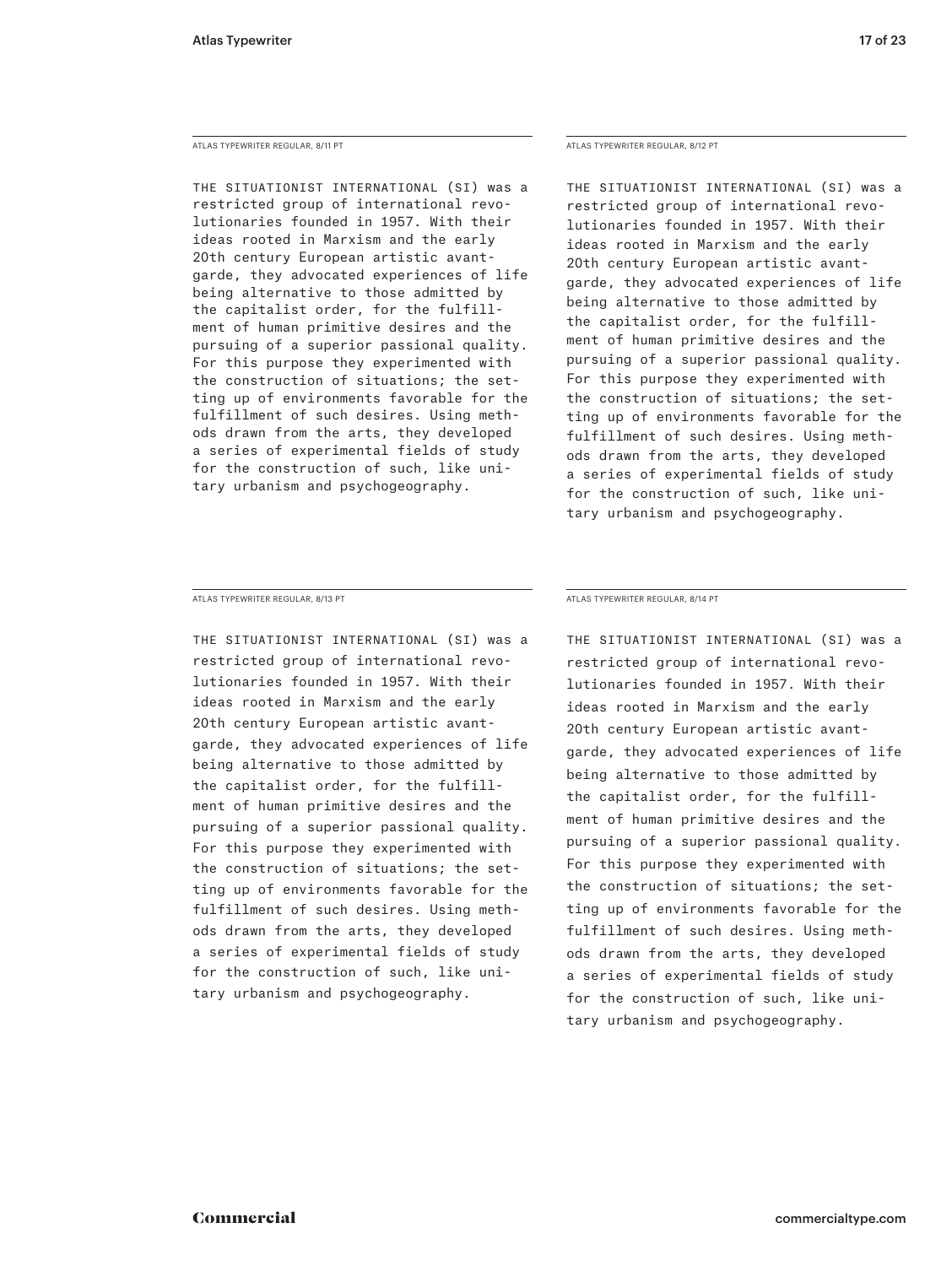ATLAS TYPEWRITER REGULAR, 8/11 PT

THE SITUATIONIST INTERNATIONAL (SI) was a restricted group of international revolutionaries founded in 1957. With their ideas rooted in Marxism and the early 20th century European artistic avant-garde, they advocated experiences of life being alternative to those admitted by the capitalist order, for the fulfillment of human primitive desires and the pursuing of a superior passional quality. For this purpose they experimented with the construction of situations; the setting up of environments favorable for the fulfillment of such desires. Using methods drawn from the arts, they developed a series of experimental fields of study for the construction of such, like unitary urbanism and psychogeography.

ATLAS TYPEWRITER REGULAR, 8/12 PT

THE SITUATIONIST INTERNATIONAL (SI) was a restricted group of international revolutionaries founded in 1957. With their ideas rooted in Marxism and the early 20th century European artistic avant-garde, they advocated experiences of life being alternative to those admitted by the capitalist order, for the fulfillment of human primitive desires and the pursuing of a superior passional quality. For this purpose they experimented with the construction of situations; the setting up of environments favorable for the fulfillment of such desires. Using methods drawn from the arts, they developed a series of experimental fields of study for the construction of such, like unitary urbanism and psychogeography.

ATLAS TYPEWRITER REGULAR, 8/13 PT

THE SITUATIONIST INTERNATIONAL (SI) was a restricted group of international revolutionaries founded in 1957. With their ideas rooted in Marxism and the early 20th century European artistic avant-garde, they advocated experiences of life being alternative to those admitted by the capitalist order, for the fulfillment of human primitive desires and the pursuing of a superior passional quality. For this purpose they experimented with the construction of situations; the setting up of environments favorable for the fulfillment of such desires. Using methods drawn from the arts, they developed a series of experimental fields of study for the construction of such, like unitary urbanism and psychogeography.

ATLAS TYPEWRITER REGULAR, 8/14 PT

THE SITUATIONIST INTERNATIONAL (SI) was a restricted group of international revolutionaries founded in 1957. With their ideas rooted in Marxism and the early 20th century European artistic avant-garde, they advocated experiences of life being alternative to those admitted by the capitalist order, for the fulfillment of human primitive desires and the pursuing of a superior passional quality. For this purpose they experimented with the construction of situations; the setting up of environments favorable for the fulfillment of such desires. Using methods drawn from the arts, they developed a series of experimental fields of study for the construction of such, like unitary urbanism and psychogeography.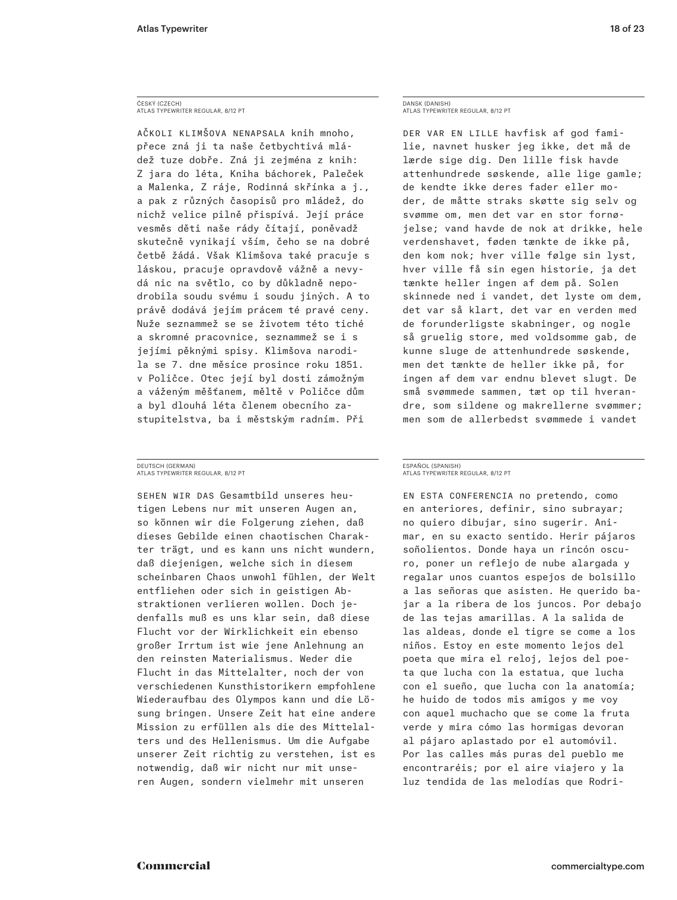ČESKÝ (CZECH)
ATLAS TYPEWRITER REGULAR, 8/12 PT

AČKOLI KLIMŠOVA NENAPSALA knih mnoho, přece zná ji ta naše četbychtivá mládež tuze dobře. Zná ji zejména z knih: Z jara do léta, Kniha báchorek, Paleček a Malenka, Z ráje, Rodinná skřínka a j., a pak z různých časopisů pro mládež, do nichž velice pilně přispívá. Její práce vesměs děti naše rády čítají, poněvadž skutečně vynikají vším, čeho se na dobré četbě žádá. Však Klimšova také pracuje s láskou, pracuje opravdově vážně a nevydá nic na světlo, co by důkladně nepodrobila soudu svému i soudu jiných. A to právě dodává jejím prácem té pravé ceny. Nuže seznammež se se životem této tiché a skromné pracovnice, seznammež se i s jejími pěknými spisy. Klimšova narodila se 7. dne měsíce prosince roku 1851. v Poličce. Otec její byl dosti zámožným a váženým měšťanem, měltě v Poličce dům a byl dlouhá léta členem obecního zastupitelstva, ba i městským radním. Při

DANSK (DANISH)
ATLAS TYPEWRITER REGULAR, 8/12 PT

DER VAR EN LILLE havfisk af god familie, navnet husker jeg ikke, det må de lærde sige dig. Den lille fisk havde attenhundrede søskende, alle lige gamle; de kendte ikke deres fader eller moder, de måtte straks skøtte sig selv og svømme om, men det var en stor fornøjelse; vand havde de nok at drikke, hele verdenshavet, føden tænkte de ikke på, den kom nok; hver ville følge sin lyst, hver ville få sin egen historie, ja det tænkte heller ingen af dem på. Solen skinnede ned i vandet, det lyste om dem, det var så klart, det var en verden med de forunderligste skabninger, og nogle så gruelig store, med voldsomme gab, de kunne sluge de attenhundrede søskende, men det tænkte de heller ikke på, for ingen af dem var endnu blevet slugt. De små svømmede sammen, tæt op til hverandre, som sildene og makrellerne svømmer; men som de allerbedst svømmede i vandet

DEUTSCH (GERMAN)
ATLAS TYPEWRITER REGULAR, 8/12 PT

SEHEN WIR DAS Gesamtbild unseres heutigen Lebens nur mit unseren Augen an, so können wir die Folgerung ziehen, daß dieses Gebilde einen chaotischen Charakter trägt, und es kann uns nicht wundern, daß diejenigen, welche sich in diesem scheinbaren Chaos unwohl fühlen, der Welt entfliehen oder sich in geistigen Abstraktionen verlieren wollen. Doch jedenfalls muß es uns klar sein, daß diese Flucht vor der Wirklichkeit ein ebenso großer Irrtum ist wie jene Anlehnung an den reinsten Materialismus. Weder die Flucht in das Mittelalter, noch der von verschiedenen Kunsthistorikern empfohlene Wiederaufbau des Olympos kann und die Lösung bringen. Unsere Zeit hat eine andere Mission zu erfüllen als die des Mittelalters und des Hellenismus. Um die Aufgabe unserer Zeit richtig zu verstehen, ist es notwendig, daß wir nicht nur mit unseren Augen, sondern vielmehr mit unseren

ESPAÑOL (SPANISH)
ATLAS TYPEWRITER REGULAR, 8/12 PT

EN ESTA CONFERENCIA no pretendo, como en anteriores, definir, sino subrayar; no quiero dibujar, sino sugerir. Animar, en su exacto sentido. Herir pájaros soñolientos. Donde haya un rincón oscuro, poner un reflejo de nube alargada y regalar unos cuantos espejos de bolsillo a las señoras que asisten. He querido bajar a la ribera de los juncos. Por debajo de las tejas amarillas. A la salida de las aldeas, donde el tigre se come a los niños. Estoy en este momento lejos del poeta que mira el reloj, lejos del poeta que lucha con la estatua, que lucha con el sueño, que lucha con la anatomía; he huido de todos mis amigos y me voy con aquel muchacho que se come la fruta verde y mira cómo las hormigas devoran al pájaro aplastado por el automóvil. Por las calles más puras del pueblo me encontraréis; por el aire viajero y la luz tendida de las melodías que Rodri-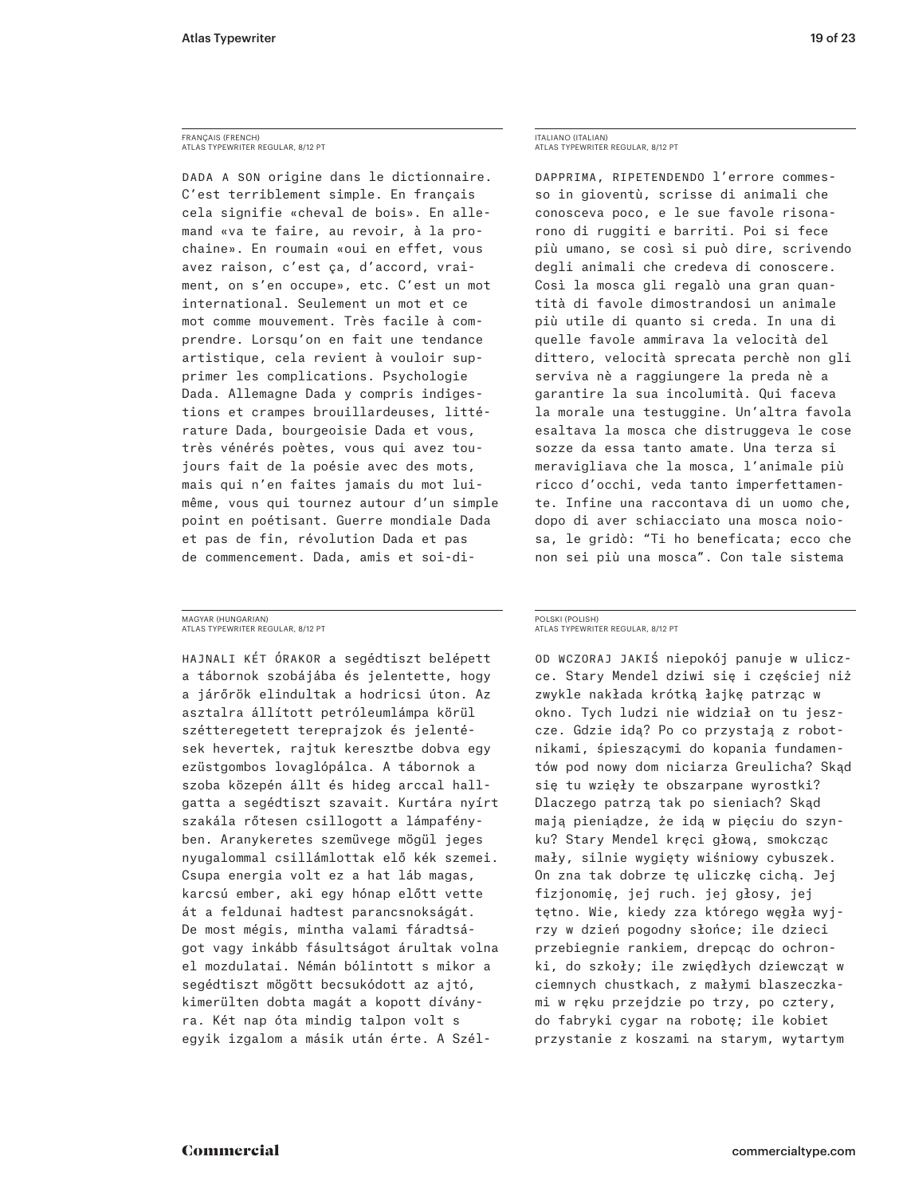FRANÇAIS (FRENCH)
ATLAS TYPEWRITER REGULAR, 8/12 PT

DADA A SON origine dans le dictionnaire. C'est terriblement simple. En français cela signifie «cheval de bois». En allemand «va te faire, au revoir, à la prochaine». En roumain «oui en effet, vous avez raison, c'est ça, d'accord, vraiment, on s'en occupe», etc. C'est un mot international. Seulement un mot et ce mot comme mouvement. Très facile à comprendre. Lorsqu'on en fait une tendance artistique, cela revient à vouloir supprimer les complications. Psychologie Dada. Allemagne Dada y compris indigestions et crampes brouillardeuses, littérature Dada, bourgeoisie Dada et vous, très vénérés poètes, vous qui avez toujours fait de la poésie avec des mots, mais qui n'en faites jamais du mot lui-même, vous qui tournez autour d'un simple point en poétisant. Guerre mondiale Dada et pas de fin, révolution Dada et pas de commencement. Dada, amis et soi-di-

ITALIANO (ITALIAN)
ATLAS TYPEWRITER REGULAR, 8/12 PT

DAPPRIMA, RIPETENDENDO l'errore commesso in gioventù, scrisse di animali che conosceva poco, e le sue favole risonarono di ruggiti e barriti. Poi si fece più umano, se così si può dire, scrivendo degli animali che credeva di conoscere. Così la mosca gli regalò una gran quantità di favole dimostrandosi un animale più utile di quanto si creda. In una di quelle favole ammirava la velocità del dittero, velocità sprecata perchè non gli serviva nè a raggiungere la preda nè a garantire la sua incolumità. Qui faceva la morale una testuggine. Un'altra favola esaltava la mosca che distruggeva le cose sozze da essa tanto amate. Una terza si meravigliava che la mosca, l'animale più ricco d'occhi, veda tanto imperfettamente. Infine una raccontava di un uomo che, dopo di aver schiacciato una mosca noiosa, le gridò: "Ti ho beneficata; ecco che non sei più una mosca". Con tale sistema

MAGYAR (HUNGARIAN)
ATLAS TYPEWRITER REGULAR, 8/12 PT

HAJNALI KÉT ÓRAKOR a segédtiszt belépett a tábornok szobájába és jelentette, hogy a járőrök elindultak a hodricsi úton. Az asztalra állított petróleumlámpa körül szétteregetett tereprajzok és jelentések hevertek, rajtuk keresztbe dobva egy ezüstgombos lovaglópálca. A tábornok a szoba közepén állt és hideg arccal hallgatta a segédtiszt szavait. Kurtára nyírt szakála rőtesen csillogott a lámpafényben. Aranykeretes szemüvege mögül jeges nyugalommal csillámlottak elő kék szemei. Csupa energia volt ez a hat láb magas, karcsú ember, aki egy hónap előtt vette át a feldunai hadtest parancsnokságát. De most mégis, mintha valami fáradtságot vagy inkább fásultságot árultak volna el mozdulatai. Némán bólintott s mikor a segédtiszt mögött becsukódott az ajtó, kimerülten dobta magát a kopott díványra. Két nap óta mindig talpon volt s egyik izgalom a másik után érte. A Szél-

POLSKI (POLISH)
ATLAS TYPEWRITER REGULAR, 8/12 PT

OD WCZORAJ JAKIŚ niepokój panuje w uliczce. Stary Mendel dziwi się i częściej niż zwykle nakłada krótką łajkę patrząc w okno. Tych ludzi nie widział on tu jeszcze. Gdzie idą? Po co przystają z robotnikami, śpieszącymi do kopania fundamentów pod nowy dom niciarza Greulicha? Skąd się tu wzięły te obszarpane wyrostki? Dlaczego patrzą tak po sieniach? Skąd mają pieniądze, że idą w pięciu do szynku? Stary Mendel kręci głową, smokcząc mały, silnie wygięty wiśniowy cybuszek. On zna tak dobrze tę uliczkę cichą. Jej fizjonomię, jej ruch. jej głosy, jej tętno. Wie, kiedy zza którego węgła wyjrzy w dzień pogodny słońce; ile dzieci przebiegnie rankiem, drepcąc do ochronki, do szkoły; ile zwiędłych dziewcząt w ciemnych chustkach, z małymi blaszeczkami w ręku przejdzie po trzy, po cztery, do fabryki cygar na robotę; ile kobiet przystanie z koszami na starym, wytartym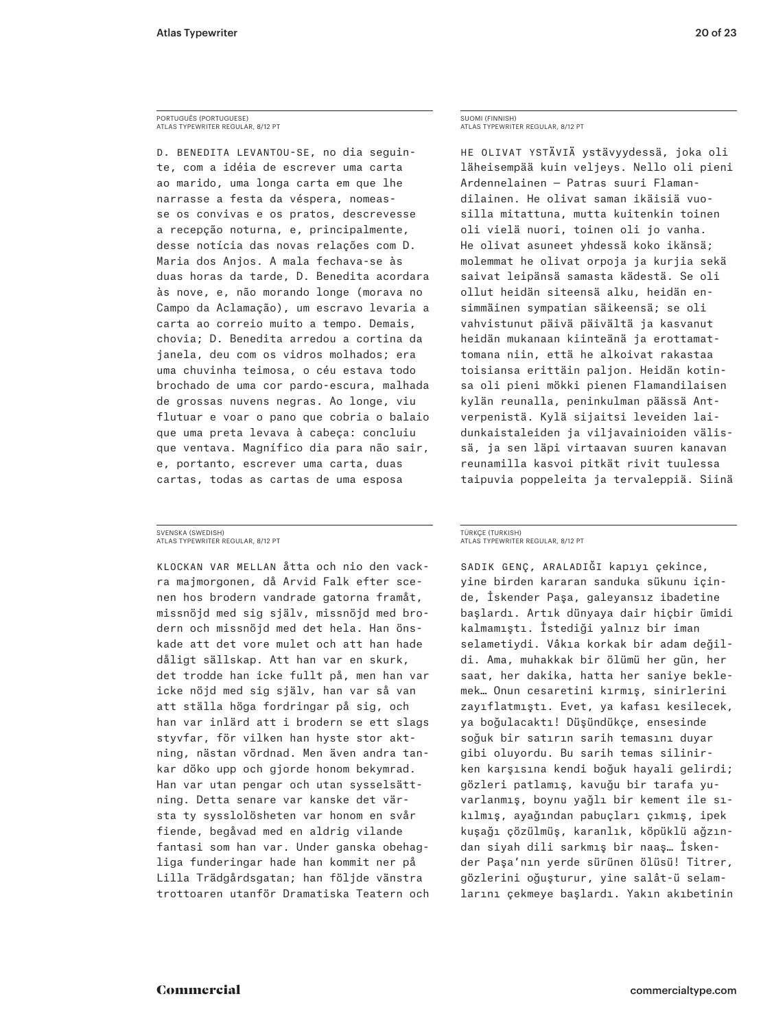PORTUGUÊS (PORTUGUESE)
ATLAS TYPEWRITER REGULAR, 8/12 PT

D. BENEDITA LEVANTOU-SE, no dia seguinte, com a idéia de escrever uma carta ao marido, uma longa carta em que lhe narrasse a festa da véspera, nomeasse os convivas e os pratos, descrevesse a recepção noturna, e, principalmente, desse notícia das novas relações com D. Maria dos Anjos. A mala fechava-se às duas horas da tarde, D. Benedita acordara às nove, e, não morando longe (morava no Campo da Aclamação), um escravo levaria a carta ao correio muito a tempo. Demais, chovia; D. Benedita arredou a cortina da janela, deu com os vidros molhados; era uma chuvinha teimosa, o céu estava todo brochado de uma cor pardo-escura, malhada de grossas nuvens negras. Ao longe, viu flutuar e voar o pano que cobria o balaio que uma preta levava à cabeça: concluiu que ventava. Magnífico dia para não sair, e, portanto, escrever uma carta, duas cartas, todas as cartas de uma esposa

SUOMI (FINNISH)
ATLAS TYPEWRITER REGULAR, 8/12 PT

HE OLIVAT YSTÄVIÄ ystävyydessä, joka oli läheisempää kuin veljeys. Nello oli pieni Ardennelainen — Patras suuri Flamandilainen. He olivat saman ikäisiä vuosilla mitattuna, mutta kuitenkin toinen oli vielä nuori, toinen oli jo vanha. He olivat asuneet yhdessä koko ikänsä; molemmat he olivat orpoja ja kurjia sekä saivat leipänsä samasta kädestä. Se oli ollut heidän siteensä alku, heidän ensimmäinen sympatian säikeensä; se oli vahvistunut päivä päivältä ja kasvanut heidän mukanaan kiinteänä ja erottamattomana niin, että he alkoivat rakastaa toisiansa erittäin paljon. Heidän kotinsa oli pieni mökki pienen Flamandilaisen kylän reunalla, peninkulman päässä Antverpenistä. Kylä sijaitsi leveiden laidunkaistaleiden ja viljavainioiden välissä, ja sen läpi virtaavan suuren kanavan reunamilla kasvoi pitkät rivit tuulessa taipuvia poppeleita ja tervaleppiä. Siinä

SVENSKA (SWEDISH)
ATLAS TYPEWRITER REGULAR, 8/12 PT

KLOCKAN VAR MELLAN åtta och nio den vackra majmorgonen, då Arvid Falk efter scenen hos brodern vandrade gatorna framåt, missnöjd med sig själv, missnöjd med brodern och missnöjd med det hela. Han önskade att det vore mulet och att han hade dåligt sällskap. Att han var en skurk, det trodde han icke fullt på, men han var icke nöjd med sig själv, han var så van att ställa höga fordringar på sig, och han var inlärd att i brodern se ett slags styvfar, för vilken han hyste stor aktning, nästan vördnad. Men även andra tankar döko upp och gjorde honom bekymrad. Han var utan pengar och utan sysselsättning. Detta senare var kanske det värsta ty sysslolösheten var honom en svår fiende, begåvad med en aldrig vilande fantasi som han var. Under ganska obehagliga funderingar hade han kommit ner på Lilla Trädgårdsgatan; han följde vänstra trottoaren utanför Dramatiska Teatern och

TÜRKÇE (TURKISH)
ATLAS TYPEWRITER REGULAR, 8/12 PT

SADIK GENÇ, ARALADIĞI kapıyı çekince, yine birden kararan sanduka sükunu içinde, İskender Paşa, galeyansız ibadetine başlardı. Artık dünyaya dair hiçbir ümidi kalmamıştı. İstediği yalnız bir iman selametiydi. Vâkıa korkak bir adam değildi. Ama, muhakkak bir ölümü her gün, her saat, her dakika, hatta her saniye beklemek… Onun cesaretini kırmış, sinirlerini zayıflatmıştı. Evet, ya kafası kesilecek, ya boğulacaktı! Düşündükçe, ensesinde soğuk bir satırın sarih temasını duyar gibi oluyordu. Bu sarih temas silinirken karşısına kendi boğuk hayali gelirdi; gözleri patlamış, kavuğu bir tarafa yuvarlanmış, boynu yağlı bir kement ile sıkılmış, ayağından pabuçları çıkmış, ipek kuşağı çözülmüş, karanlık, köpüklü ağzından siyah dili sarkmış bir naaş… İskender Paşa'nın yerde sürünen ölüsü! Titrer, gözlerini oğuşturur, yine salât-ü selamlarını çekmeye başlardı. Yakın akıbetinin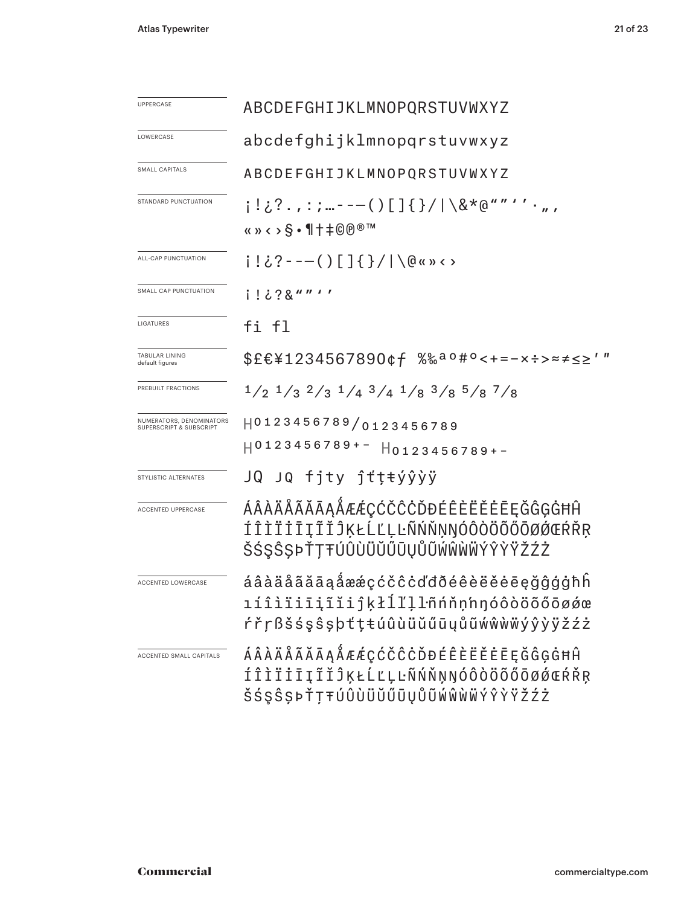| | |
|---|---|
| UPPERCASE | ABCDEFGHIJKLMNOPQRSTUVWXYZ |
| LOWERCASE | abcdefghijklmnopqrstuvwxyz |
| SMALL CAPITALS | ABCDEFGHIJKLMNOPQRSTUVWXYZ |
| STANDARD PUNCTUATION | ¡!¿?.,:;…-–—()[]{}/\|\&*@“”‘’·„‚ «»‹›§•¶†‡©℗®™ |
| ALL-CAP PUNCTUATION | ¡!¿?-–—()[]{}/\|\@«»‹› |
| SMALL CAP PUNCTUATION | ¡!¿?&“”‘’ |
| LIGATURES | fi fl |
| TABULAR LINING default figures | $£€¥1234567890¢ƒ %‰ªº#°<+=−×÷>≈≠≤≥'″ |
| PREBUILT FRACTIONS | ½ ⅓ ⅔ ¼ ¾ ⅛ ⅜ ⅝ ⅞ |
| NUMERATORS, DENOMINATORS SUPERSCRIPT & SUBSCRIPT | $H^{0123456789}/_{0123456789}$ $H^{0123456789+-}$ $H_{0123456789+-}$ |
| STYLISTIC ALTERNATES | JQ JQ fjty ĵťţŧýŷỳÿ |
| ACCENTED UPPERCASE | ÁÂÀÄÅÃĂĀĄǺÆǼÇĆČĈĊĎĐÉÊÈËĚĖĒĘĞĜĢĠĦĤ ÍÎÌÏİĪĮĨĬĴĶŁĹĽĻĿÑŃŇŅŊÓÔÒÖÕŐŌØǾŒŔŘŖ ŠŚŞŜȘÞŤŢŦÚÛÙÜŬŰŪŲŮŨẂŴẀẄÝŶỲŸŽŹŻ |
| ACCENTED LOWERCASE | áâàäåãăāąǻæǽçćčĉċďđðéêèëěėēęğĝģġħĥ ıíîìïiīįĩĭȷĵķłĺľļŀñńňņŉŋóôòöõőōøǿœ ŕřŗßšśşŝșþťţŧúûùüŭűūųůũẃŵẁẅýŷỳÿžźż |
| ACCENTED SMALL CAPITALS | ÁÂÀÄÅÃĂĀĄǺÆǼÇĆČĈĊĎĐÉÊÈËĚĖĒĘĞĜĢĠĦĤ ÍÎÌÏİĪĮĨĬĴĶŁĹĽĻĿÑŃŇŅŊÓÔÒÖÕŐŌØǾŒŔŘŖ ŠŚŞŜȘÞŤŢŦÚÛÙÜŬŰŪŲŮŨẂŴẀẄÝŶỲŸŽŹŻ |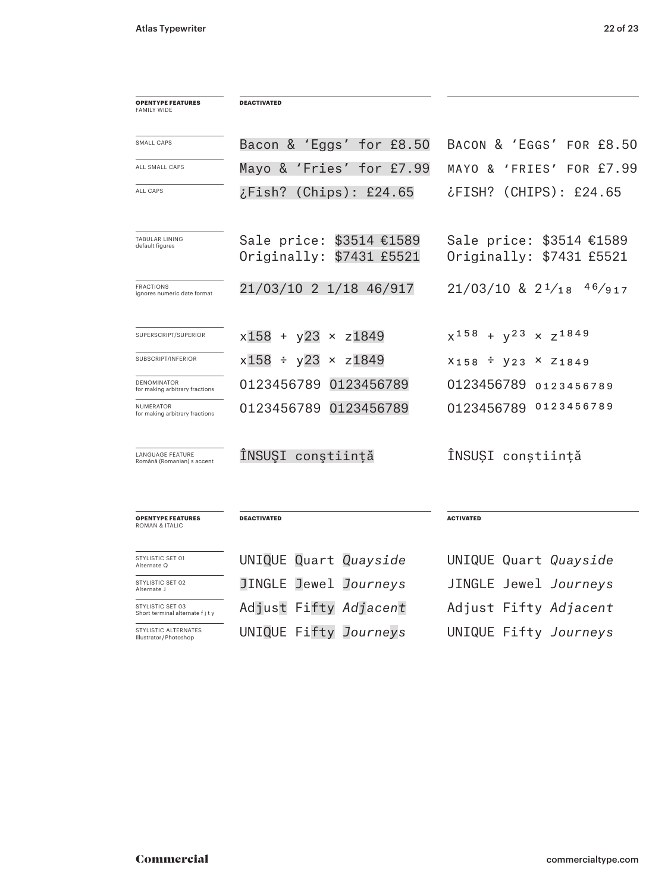| OPENTYPE FEATURES FAMILY WIDE | DEACTIVATED | |
|---|---|---|
| SMALL CAPS | Bacon & 'Eggs' for £8.50 | BACON & 'EGGS' FOR £8.50 |
| ALL SMALL CAPS | Mayo & 'Fries' for £7.99 | MAYO & 'FRIES' FOR £7.99 |
| ALL CAPS | ¿Fish? (Chips): £24.65 | ¿FISH? (CHIPS): £24.65 |
| TABULAR LINING default figures | Sale price: $3514 €1589 Originally: $7431 £5521 | Sale price: $3514 €1589 Originally: $7431 £5521 |
| FRACTIONS ignores numeric date format | 21/03/10 2 1/18 46/917 | 21/03/10 & 2 1⁄18 46⁄917 |
| SUPERSCRIPT/SUPERIOR | x158 + y23 × z1849 | $x^{158} + y^{23} \times z^{1849}$ |
| SUBSCRIPT/INFERIOR | x158 ÷ y23 × z1849 | $x_{158} \div y_{23} \times z_{1849}$ |
| DENOMINATOR for making arbitrary fractions | 0123456789 0123456789 | 0123456789 $_{0123456789}$ |
| NUMERATOR for making arbitrary fractions | 0123456789 0123456789 | 0123456789 $^{0123456789}$ |
| LANGUAGE FEATURE Română (Romanian) s accent | ÎNSUŞI conştiinţă | ÎNSUȘI conștiință |

| OPENTYPE FEATURES ROMAN & ITALIC | DEACTIVATED | ACTIVATED |
|---|---|---|
| STYLISTIC SET 01 Alternate Q | UNIQUE Quart *Quayside* | UNIQUE Quart *Quayside* |
| STYLISTIC SET 02 Alternate J | JINGLE Jewel *Journeys* | JINGLE Jewel *Journeys* |
| STYLISTIC SET 03 Short terminal alternate f j t y | Adjust Fifty *Adjacent* | Adjust Fifty *Adjacent* |
| STYLISTIC ALTERNATES Illustrator/Photoshop | UNIQUE Fifty *Journeys* | UNIQUE Fifty *Journeys* |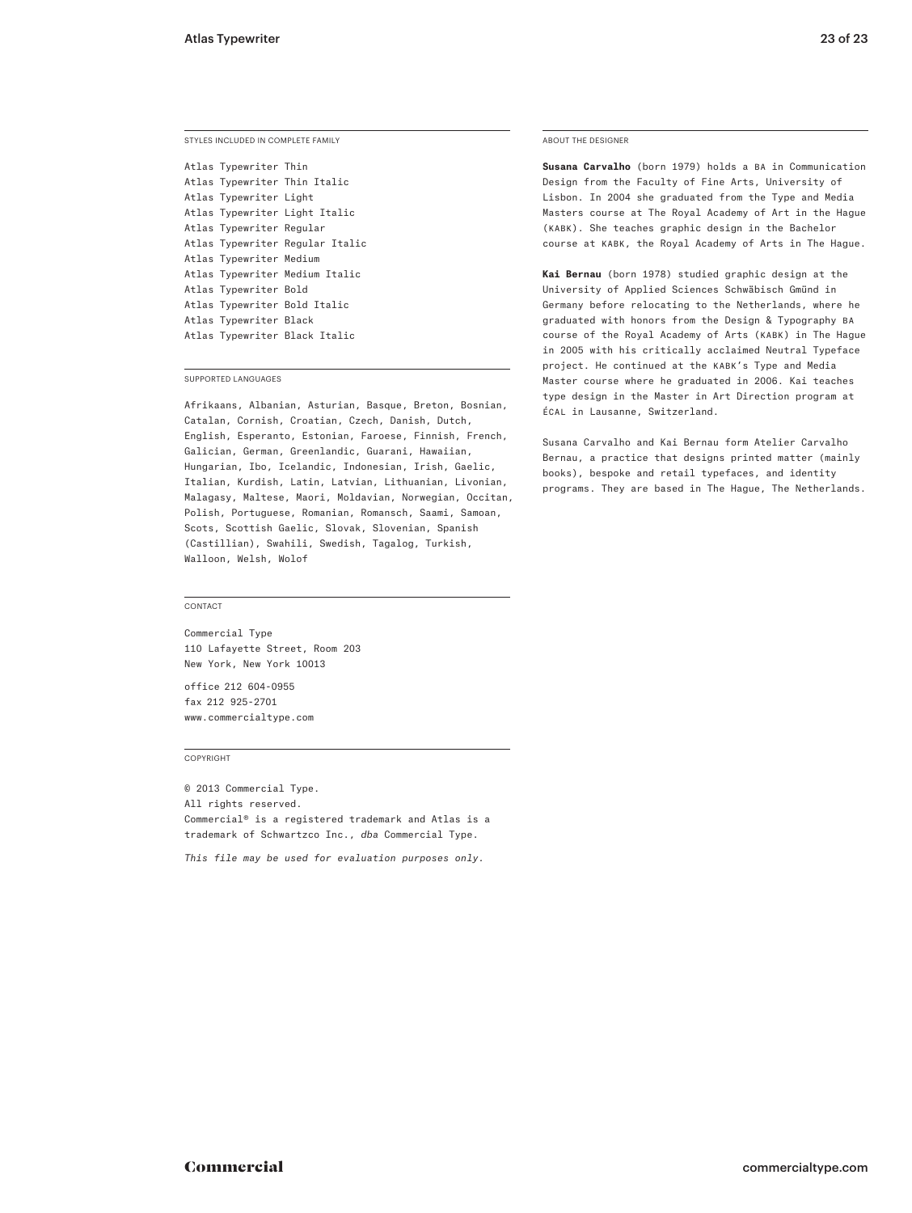## STYLES INCLUDED IN COMPLETE FAMILY

Atlas Typewriter Thin
Atlas Typewriter Thin Italic
Atlas Typewriter Light
Atlas Typewriter Light Italic
Atlas Typewriter Regular
Atlas Typewriter Regular Italic
Atlas Typewriter Medium
Atlas Typewriter Medium Italic
Atlas Typewriter Bold
Atlas Typewriter Bold Italic
Atlas Typewriter Black
Atlas Typewriter Black Italic

## SUPPORTED LANGUAGES

Afrikaans, Albanian, Asturian, Basque, Breton, Bosnian, Catalan, Cornish, Croatian, Czech, Danish, Dutch, English, Esperanto, Estonian, Faroese, Finnish, French, Galician, German, Greenlandic, Guarani, Hawaiian, Hungarian, Ibo, Icelandic, Indonesian, Irish, Gaelic, Italian, Kurdish, Latin, Latvian, Lithuanian, Livonian, Malagasy, Maltese, Maori, Moldavian, Norwegian, Occitan, Polish, Portuguese, Romanian, Romansch, Saami, Samoan, Scots, Scottish Gaelic, Slovak, Slovenian, Spanish (Castillian), Swahili, Swedish, Tagalog, Turkish, Walloon, Welsh, Wolof

## CONTACT

Commercial Type
110 Lafayette Street, Room 203
New York, New York 10013

office 212 604-0955
fax 212 925-2701
www.commercialtype.com

## COPYRIGHT

© 2013 Commercial Type.
All rights reserved.
Commercial® is a registered trademark and Atlas is a trademark of Schwartzco Inc., *dba* Commercial Type.

*This file may be used for evaluation purposes only.*

## ABOUT THE DESIGNER

**Susana Carvalho** (born 1979) holds a BA in Communication Design from the Faculty of Fine Arts, University of Lisbon. In 2004 she graduated from the Type and Media Masters course at The Royal Academy of Art in the Hague (KABK). She teaches graphic design in the Bachelor course at KABK, the Royal Academy of Arts in The Hague.

**Kai Bernau** (born 1978) studied graphic design at the University of Applied Sciences Schwäbisch Gmünd in Germany before relocating to the Netherlands, where he graduated with honors from the Design & Typography BA course of the Royal Academy of Arts (KABK) in The Hague in 2005 with his critically acclaimed Neutral Typeface project. He continued at the KABK's Type and Media Master course where he graduated in 2006. Kai teaches type design in the Master in Art Direction program at ÉCAL in Lausanne, Switzerland.

Susana Carvalho and Kai Bernau form Atelier Carvalho Bernau, a practice that designs printed matter (mainly books), bespoke and retail typefaces, and identity programs. They are based in The Hague, The Netherlands.